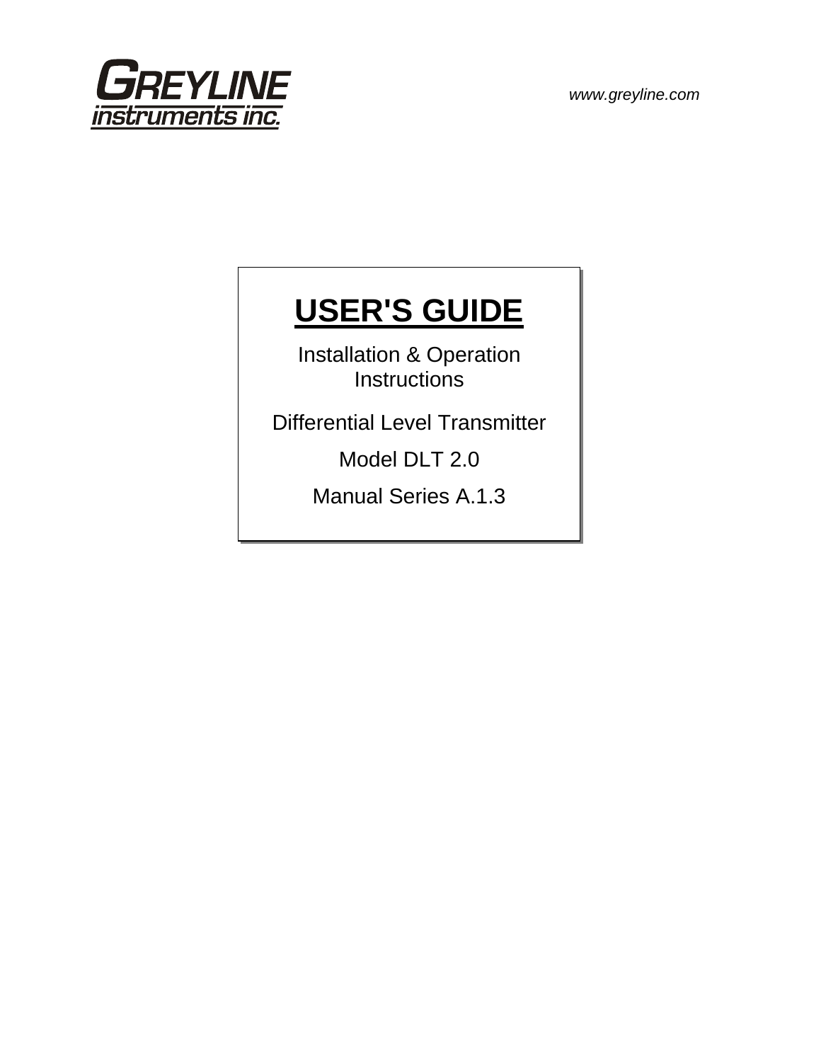GREYLINE
instruments inc.

www.greyline.com

# USER'S GUIDE

Installation & Operation Instructions

Differential Level Transmitter

Model DLT 2.0

Manual Series A.1.3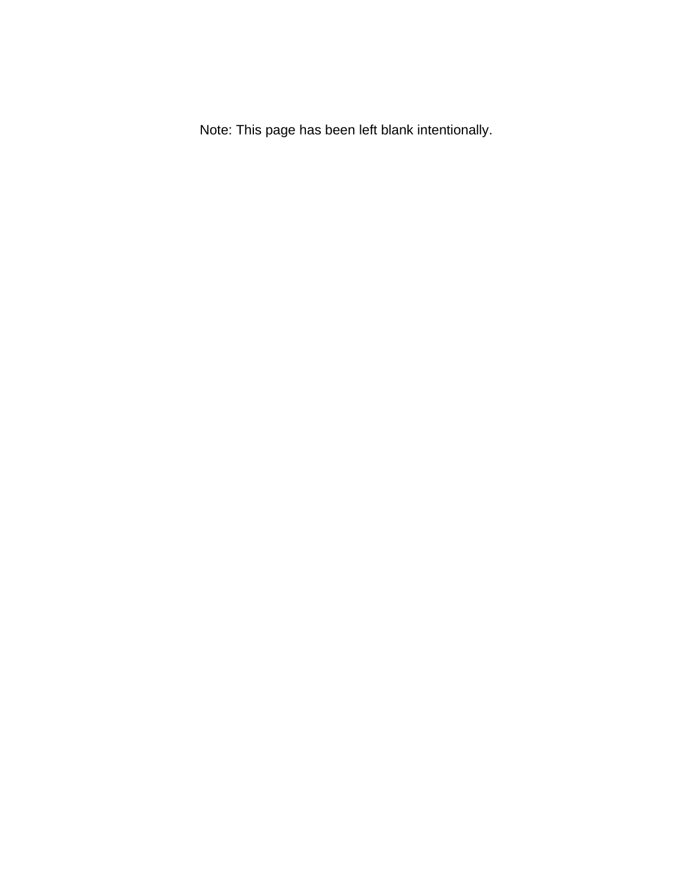Note: This page has been left blank intentionally.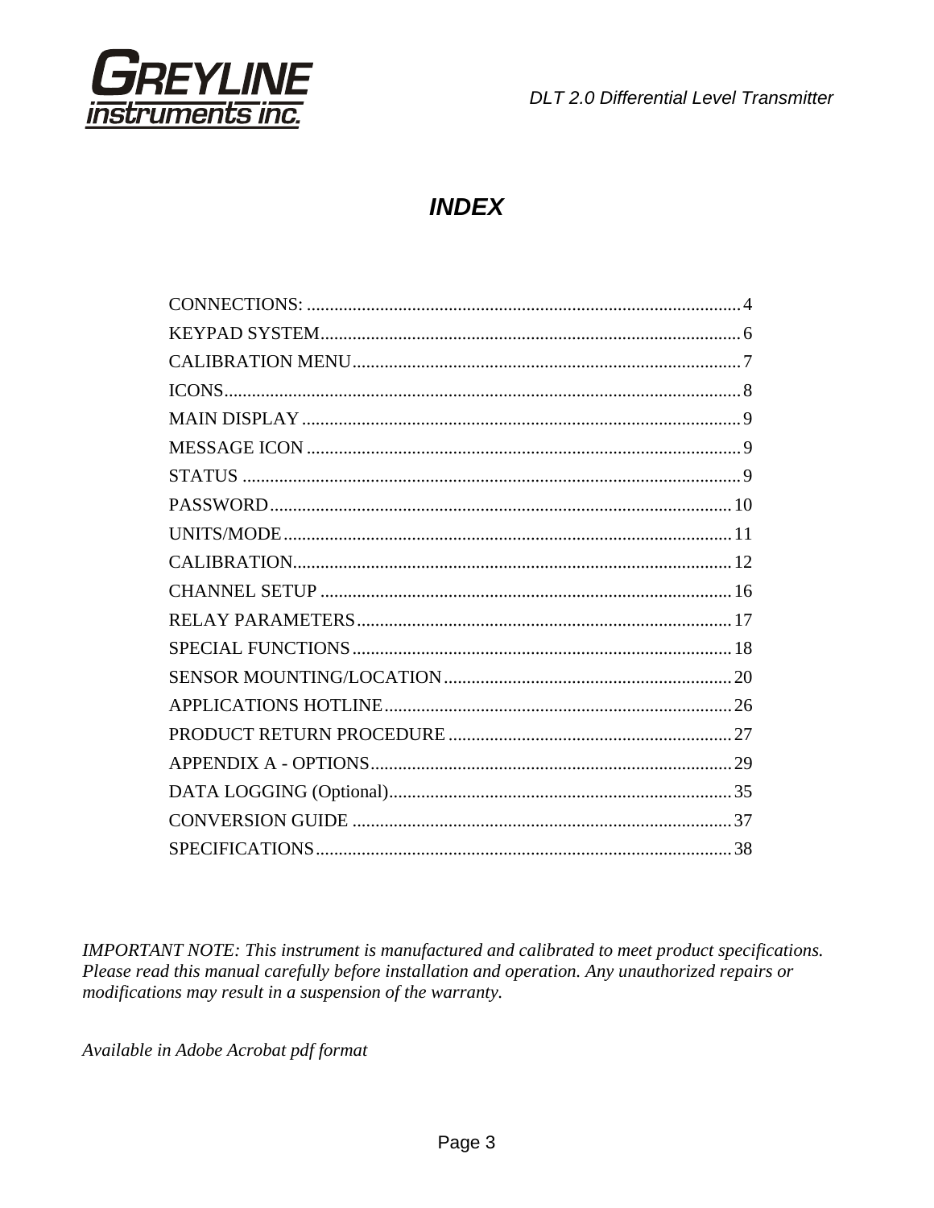# INDEX

| | |
|---|---|
| CONNECTIONS: | 4 |
| KEYPAD SYSTEM | 6 |
| CALIBRATION MENU | 7 |
| ICONS | 8 |
| MAIN DISPLAY | 9 |
| MESSAGE ICON | 9 |
| STATUS | 9 |
| PASSWORD | 10 |
| UNITS/MODE | 11 |
| CALIBRATION | 12 |
| CHANNEL SETUP | 16 |
| RELAY PARAMETERS | 17 |
| SPECIAL FUNCTIONS | 18 |
| SENSOR MOUNTING/LOCATION | 20 |
| APPLICATIONS HOTLINE | 26 |
| PRODUCT RETURN PROCEDURE | 27 |
| APPENDIX A - OPTIONS | 29 |
| DATA LOGGING (Optional) | 35 |
| CONVERSION GUIDE | 37 |
| SPECIFICATIONS | 38 |

*IMPORTANT NOTE: This instrument is manufactured and calibrated to meet product specifications. Please read this manual carefully before installation and operation. Any unauthorized repairs or modifications may result in a suspension of the warranty.*

*Available in Adobe Acrobat pdf format*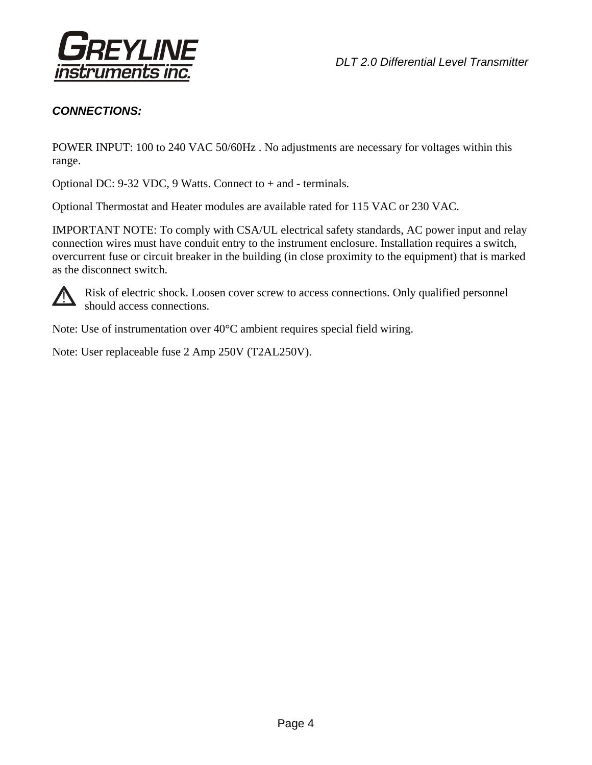## *CONNECTIONS:*

POWER INPUT: 100 to 240 VAC 50/60Hz . No adjustments are necessary for voltages within this range.

Optional DC: 9-32 VDC, 9 Watts. Connect to + and - terminals.

Optional Thermostat and Heater modules are available rated for 115 VAC or 230 VAC.

IMPORTANT NOTE: To comply with CSA/UL electrical safety standards, AC power input and relay connection wires must have conduit entry to the instrument enclosure. Installation requires a switch, overcurrent fuse or circuit breaker in the building (in close proximity to the equipment) that is marked as the disconnect switch.

⚠ Risk of electric shock. Loosen cover screw to access connections. Only qualified personnel should access connections.

Note: Use of instrumentation over 40°C ambient requires special field wiring.

Note: User replaceable fuse 2 Amp 250V (T2AL250V).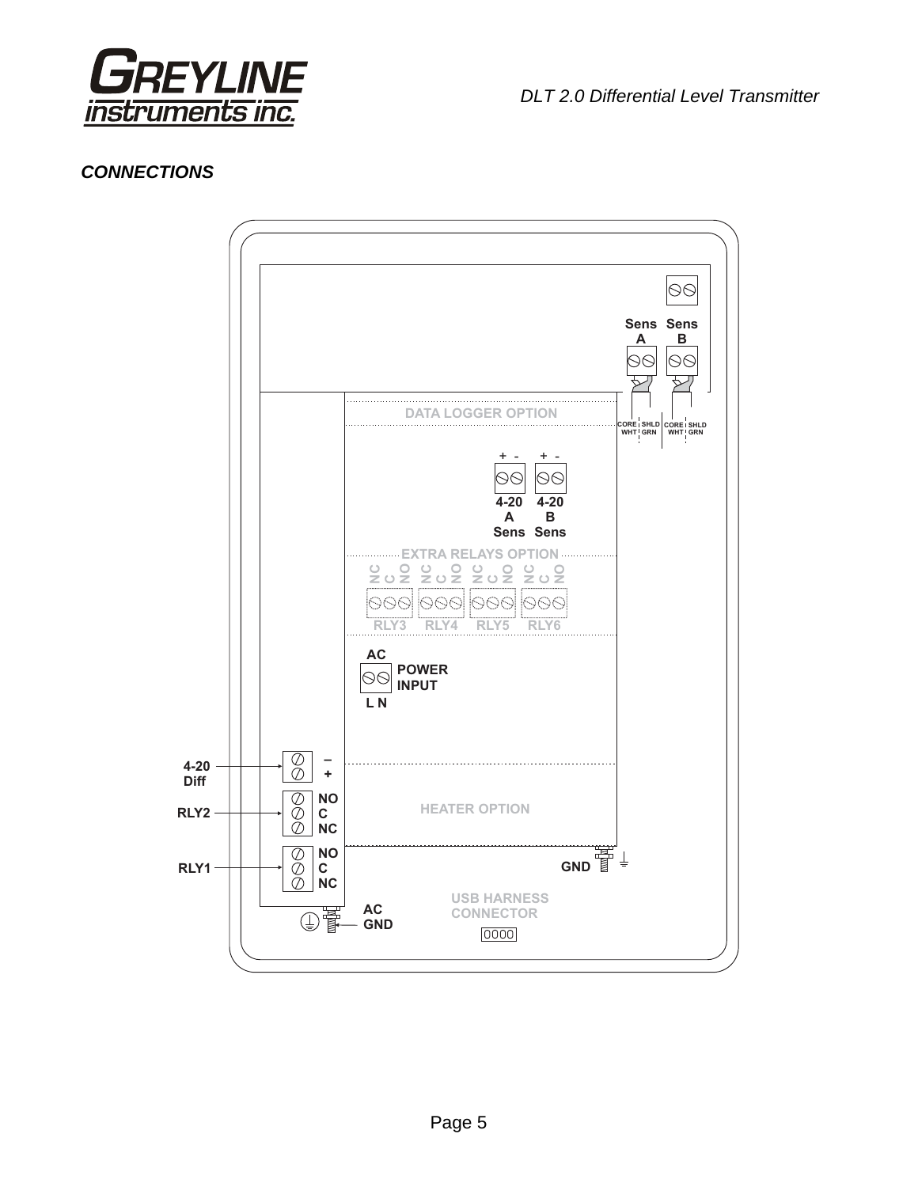## *CONNECTIONS*

Sens A | Sens B

CORE WHT | SHLD GRN | CORE WHT | SHLD GRN

DATA LOGGER OPTION

\+ - | + -

4-20 A Sens | 4-20 B Sens

EXTRA RELAYS OPTION

NC C NO | NC C NO | NC C NO | NC C NO

RLY3 | RLY4 | RLY5 | RLY6

AC POWER INPUT

L N

4-20 Diff: – +

RLY2: NO C NC

RLY1: NO C NC

HEATER OPTION

GND

AC GND

USB HARNESS CONNECTOR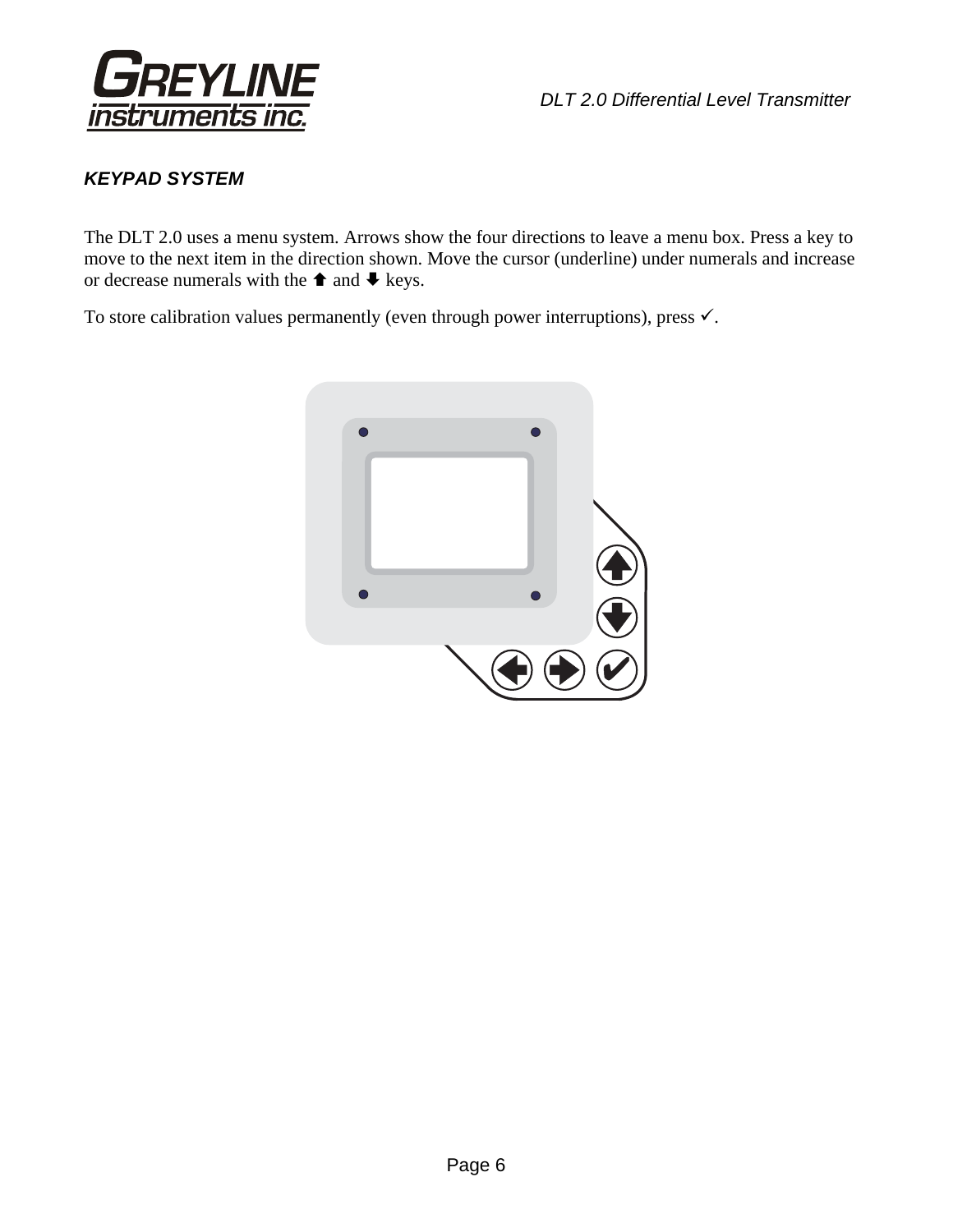### *KEYPAD SYSTEM*

The DLT 2.0 uses a menu system. Arrows show the four directions to leave a menu box. Press a key to move to the next item in the direction shown. Move the cursor (underline) under numerals and increase or decrease numerals with the ⬆ and ⬇ keys.

To store calibration values permanently (even through power interruptions), press ✓.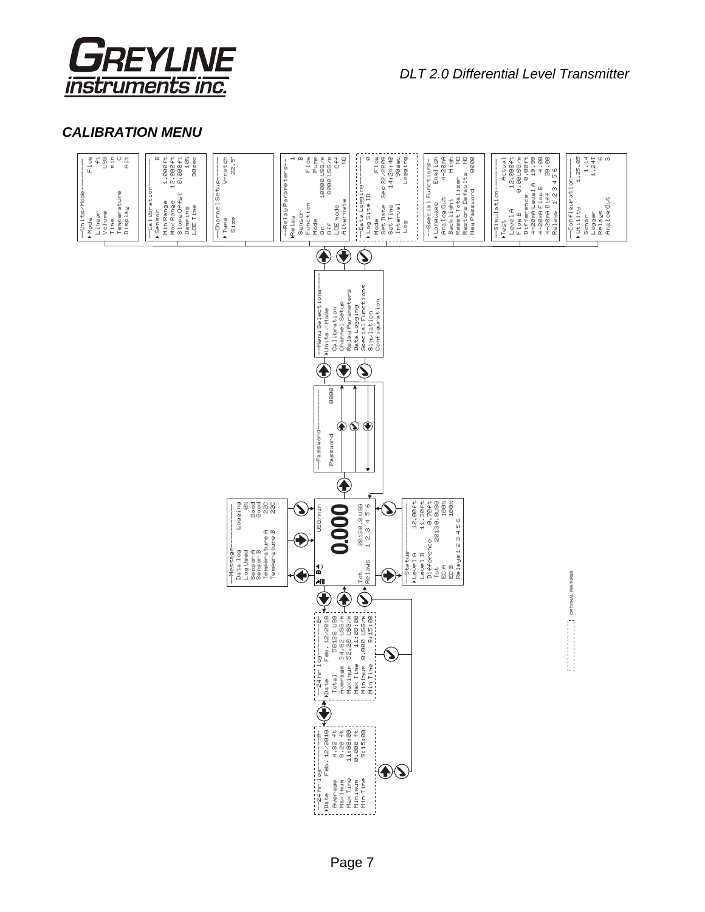# CALIBRATION MENU

```
--Units/Mode--------
▸Mode            Flow
 Linear            ft
 Volume           USG
 Time             min
 Temperature        C
 Display          Alt
```

```
--Calibration-------
▸Sensor             B
 Min Range    1.000ft
 Max Range   12.000ft
 SlopeOffst   0.000ft
 Damping          10%
 LOE Time       30sec
```

```
--Channel Setup-----
▸Type         V-notch
 Size           22.5°
```

```
--Relay Parameters--
▸Relay              1
 Sensor             B
 Function        Flow
 Mode            Pump
 On        10000 USG/m
 Off        8000 USG/m
 LOE mode         Off
 Alternate         NO
```

```
--Data Logging------
▸Log Site ID        0
 Mode            Flow
 Set Date   Sep 22/2009
 Set Time     14:24:00
 Interval       30sec
 Log          Logging
```

```
--Special Functions-
▸Language     English
 Analog Out    4-20mA
 Backlight       High
 Reset Totalizer   NO
 Restore Defaults  NO
 New Password    0000
```

```
--Simulation--------
▸Test          Actual
 Level A     12.000ft
 Flow B     0.00USG/m
 Difference   0.00ft
 4-20mA Level A 19.99
 4-20mA Flow B   4.00
 4-20mA Diff    20.00
 Relays 1 2 3 4 5 6
```

```
--Configuration-----
▸Utility      1.25.05
 Sonar           1.14
 Logger         1.24T
 Relays             6
 Analog Out         3
```

```
--Menu Selections---
▸Units / Mode
 Calibration
 Channel Setup
 Relay Parameters
 Data Logging
 Special Functions
 Simulation
 Configuration
```

```
--Password----------
 Password        0000
```

```
--Message-----------
 Datalog      Logging
 Logused           0%
 Sensor A        Good
 Sensor B        Good
 Temperature A    22C
 Temperature B    22C
```

```
 B          USG/min
       0.000
 Tot     20130.8USG
 Relays  1 2 3 4 5 6
```

```
--Status------------
▸Level A     12.00ft
 Level B     11.30ft
 Difference   0.70ft
 Tot     20130.8USG
 EC A           100%
 EC B           100%
 Relays 1 2 3 4 5 6
```

```
--24hr log---------B-
▸Date      Feb. 12/2010
 Total        50138 USG
 Average   34.82 USG/m
 Maximum   52.20 USG/m
 Max Time     11:08:00
 Minimum   0.000 USG/m
 Min Time      9:15:00
```

```
--24hr log---------A-
▸Date      Feb. 12/2010
 Average        4.82 ft
 Maximum        8.20 ft
 Max Time      11:08:00
 Minimum       0.000 ft
 Min Time       9:15:00
```

OPTIONAL FEATURES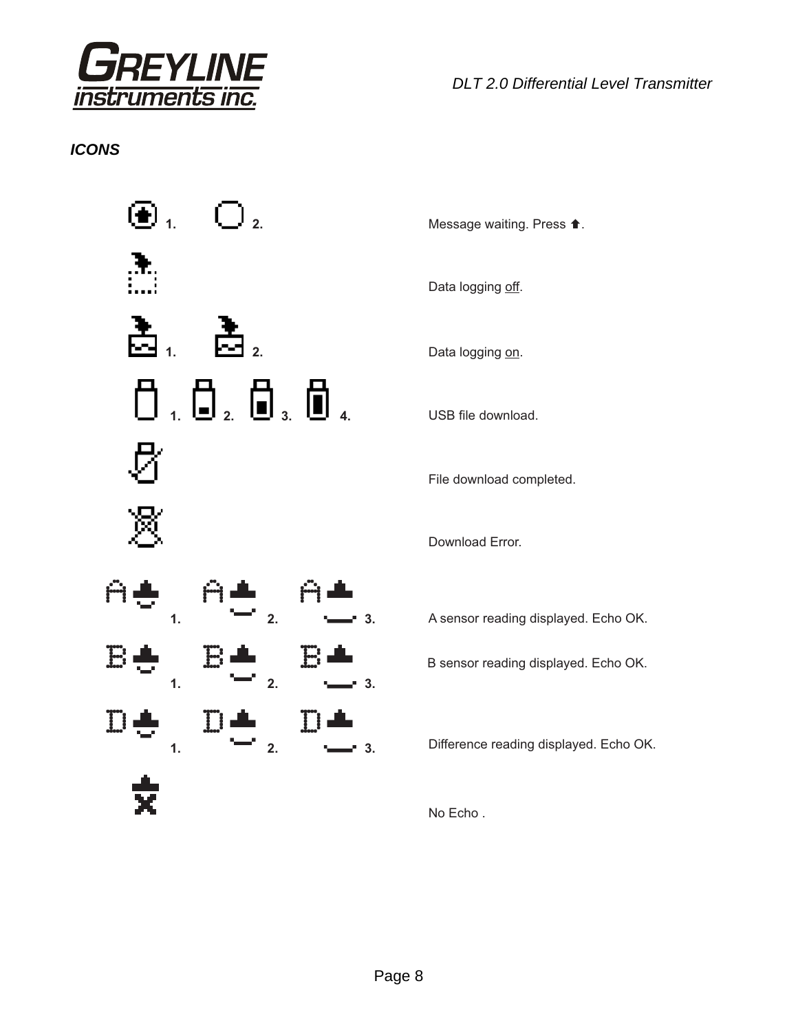### *ICONS*

| Icon | Description |
| --- | --- |
| 1. 2. | Message waiting. Press ⬆. |
| | Data logging off. |
| 1. 2. | Data logging on. |
| 1. 2. 3. 4. | USB file download. |
| | File download completed. |
| | Download Error. |
| A 1. A 2. A 3. | A sensor reading displayed. Echo OK. |
| B 1. B 2. B 3. | B sensor reading displayed. Echo OK. |
| D 1. D 2. D 3. | Difference reading displayed. Echo OK. |
| | No Echo . |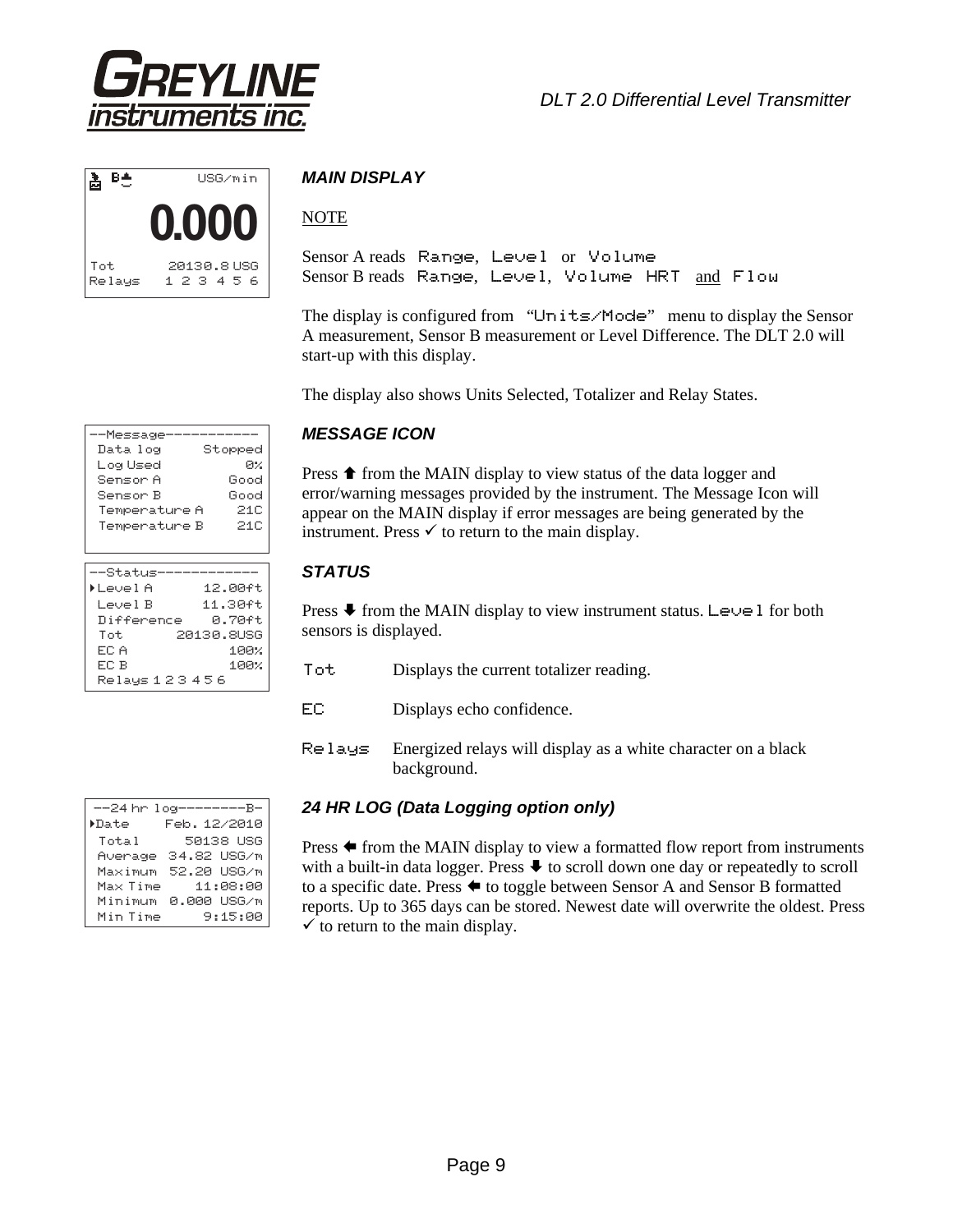## MAIN DISPLAY

```
B               USG/min
              0.000
Tot         20130.8 USG
Relays    1 2 3 4 5 6
```

NOTE

Sensor A reads Range, Level or Volume
Sensor B reads Range, Level, Volume HRT and Flow

The display is configured from "Units/Mode" menu to display the Sensor A measurement, Sensor B measurement or Level Difference. The DLT 2.0 will start-up with this display.

The display also shows Units Selected, Totalizer and Relay States.

## MESSAGE ICON

```
--Message------------
 Data log      Stopped
 Log Used           0%
 Sensor A         Good
 Sensor B         Good
 Temperature A     21C
 Temperature B     21C
```

Press ⬆ from the MAIN display to view status of the data logger and error/warning messages provided by the instrument. The Message Icon will appear on the MAIN display if error messages are being generated by the instrument. Press ✓ to return to the main display.

## STATUS

```
--Status-------------
▸Level A       12.00ft
 Level B       11.30ft
 Difference     0.70ft
 Tot        20130.8USG
 EC A             100%
 EC B             100%
 Relays 1 2 3 4 5 6
```

Press ⬇ from the MAIN display to view instrument status. Level for both sensors is displayed.

Tot     Displays the current totalizer reading.

EC     Displays echo confidence.

Relays     Energized relays will display as a white character on a black background.

## 24 HR LOG (Data Logging option only)

```
--24 hr log---------B-
▸Date     Feb. 12/2010
 Total       50138 USG
 Average  34.82 USG/m
 Maximum  52.20 USG/m
 Max Time     11:08:00
 Minimum  0.000 USG/m
 Min Time      9:15:00
```

Press ⬅ from the MAIN display to view a formatted flow report from instruments with a built-in data logger. Press ⬇ to scroll down one day or repeatedly to scroll to a specific date. Press ⬅ to toggle between Sensor A and Sensor B formatted reports. Up to 365 days can be stored. Newest date will overwrite the oldest. Press ✓ to return to the main display.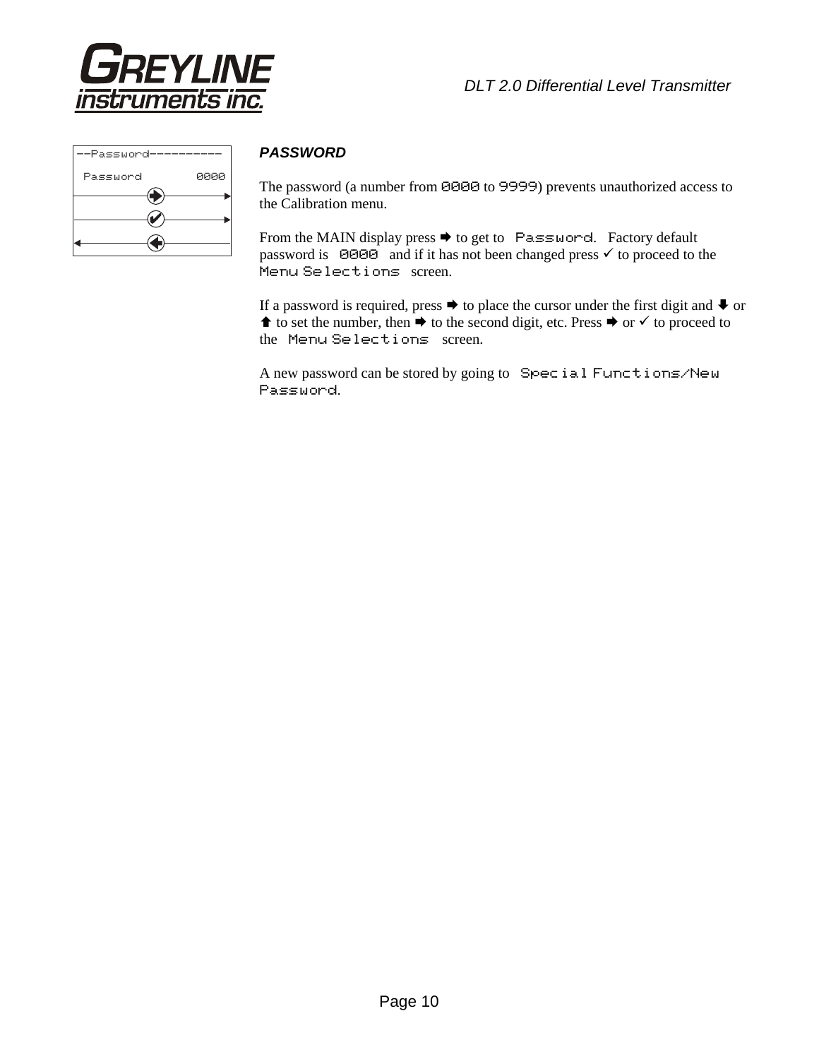```
--Password----------
 Password        0000
```

### *PASSWORD*

The password (a number from 0000 to 9999) prevents unauthorized access to the Calibration menu.

From the MAIN display press ➨ to get to Password. Factory default password is 0000 and if it has not been changed press ✓ to proceed to the Menu Selections screen.

If a password is required, press ➨ to place the cursor under the first digit and ⬇ or ⬆ to set the number, then ➨ to the second digit, etc. Press ➨ or ✓ to proceed to the Menu Selections screen.

A new password can be stored by going to Special Functions/New Password.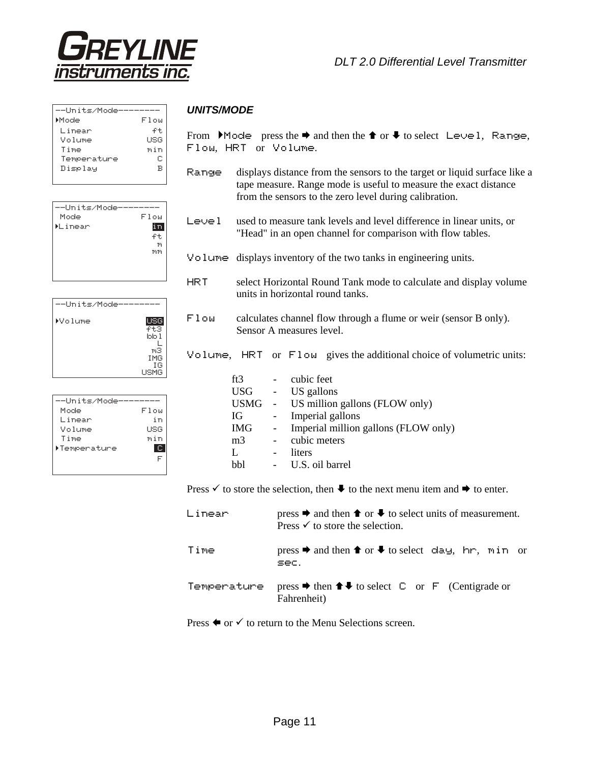--Units/Mode--------
```
▸Mode            Flow
 Linear            ft
 Volume           USG
 Time             min
 Temperature        C
 Display            B
```

```
--Units/Mode--------
 Mode            Flow
▸Linear            in
                   ft
                    m
                   mm
```

```
--Units/Mode--------

▸Volume           USG
                  ft3
                  bbl
                    L
                   m3
                  IMG
                   IG
                 USMG
```

```
--Units/Mode--------
 Mode            Flow
 Linear            in
 Volume           USG
 Time             min
▸Temperature        C
                    F
```

### *UNITS/MODE*

From ▸Mode press the ➡ and then the ⬆ or ⬇ to select Level, Range, Flow, HRT or Volume.

**Range** displays distance from the sensors to the target or liquid surface like a tape measure. Range mode is useful to measure the exact distance from the sensors to the zero level during calibration.

**Level** used to measure tank levels and level difference in linear units, or "Head" in an open channel for comparison with flow tables.

**Volume** displays inventory of the two tanks in engineering units.

**HRT** select Horizontal Round Tank mode to calculate and display volume units in horizontal round tanks.

**Flow** calculates channel flow through a flume or weir (sensor B only). Sensor A measures level.

Volume, HRT or Flow gives the additional choice of volumetric units:

| | | |
|---|---|---|
| ft3 | - | cubic feet |
| USG | - | US gallons |
| USMG | - | US million gallons (FLOW only) |
| IG | - | Imperial gallons |
| IMG | - | Imperial million gallons (FLOW only) |
| m3 | - | cubic meters |
| L | - | liters |
| bbl | - | U.S. oil barrel |

Press ✓ to store the selection, then ⬇ to the next menu item and ➡ to enter.

**Linear** press ➡ and then ⬆ or ⬇ to select units of measurement. Press ✓ to store the selection.

**Time** press ➡ and then ⬆ or ⬇ to select day, hr, min or sec.

**Temperature** press ➡ then ⬆⬇ to select C or F (Centigrade or Fahrenheit)

Press ⬅ or ✓ to return to the Menu Selections screen.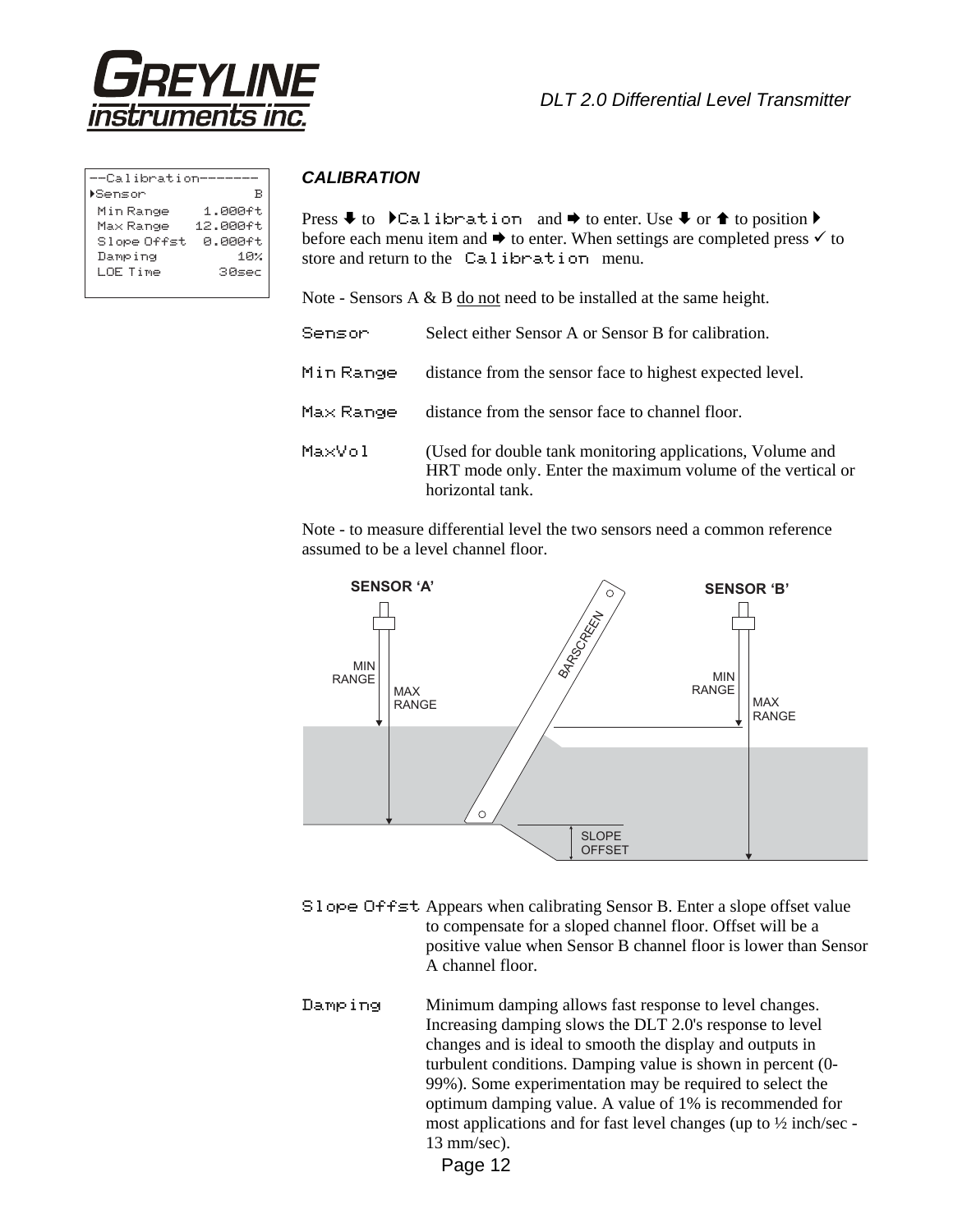```
--Calibration-------
▸Sensor            B
 Min Range   1.000ft
 Max Range  12.000ft
 Slope Offst 0.000ft
 Damping         10%
 LOE Time      30sec
```

### *CALIBRATION*

Press ⬇ to ▸Calibration and ➡ to enter. Use ⬇ or ⬆ to position ▸ before each menu item and ➡ to enter. When settings are completed press ✓ to store and return to the Calibration menu.

Note - Sensors A & B do not need to be installed at the same height.

**Sensor** Select either Sensor A or Sensor B for calibration.

**Min Range** distance from the sensor face to highest expected level.

**Max Range** distance from the sensor face to channel floor.

**MaxVol** (Used for double tank monitoring applications, Volume and HRT mode only. Enter the maximum volume of the vertical or horizontal tank.

Note - to measure differential level the two sensors need a common reference assumed to be a level channel floor.

SENSOR 'A' SENSOR 'B' MIN RANGE MAX RANGE BARSCREEN MIN RANGE MAX RANGE SLOPE OFFSET

**Slope Offst** Appears when calibrating Sensor B. Enter a slope offset value to compensate for a sloped channel floor. Offset will be a positive value when Sensor B channel floor is lower than Sensor A channel floor.

**Damping** Minimum damping allows fast response to level changes. Increasing damping slows the DLT 2.0's response to level changes and is ideal to smooth the display and outputs in turbulent conditions. Damping value is shown in percent (0-99%). Some experimentation may be required to select the optimum damping value. A value of 1% is recommended for most applications and for fast level changes (up to ½ inch/sec - 13 mm/sec).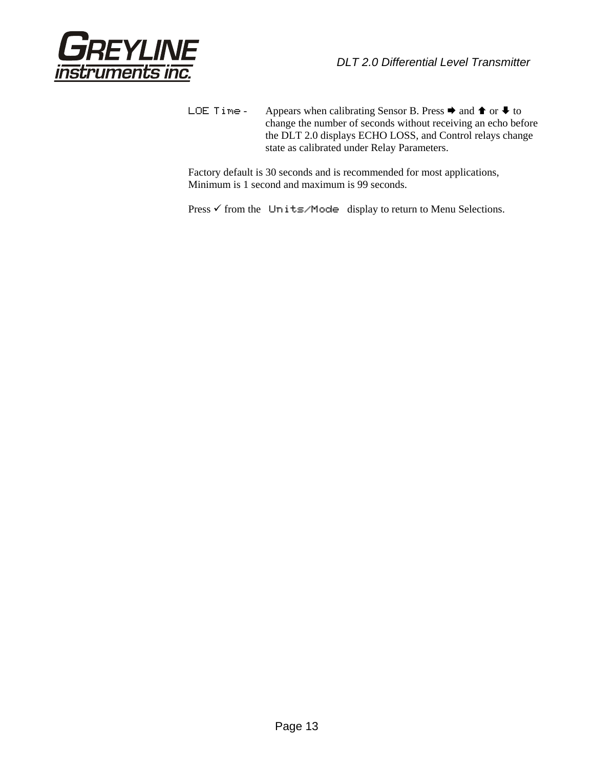**LOE Time -** Appears when calibrating Sensor B. Press ➡ and ⬆ or ⬇ to change the number of seconds without receiving an echo before the DLT 2.0 displays ECHO LOSS, and Control relays change state as calibrated under Relay Parameters.

Factory default is 30 seconds and is recommended for most applications, Minimum is 1 second and maximum is 99 seconds.

Press ✓ from the **Units/Mode** display to return to Menu Selections.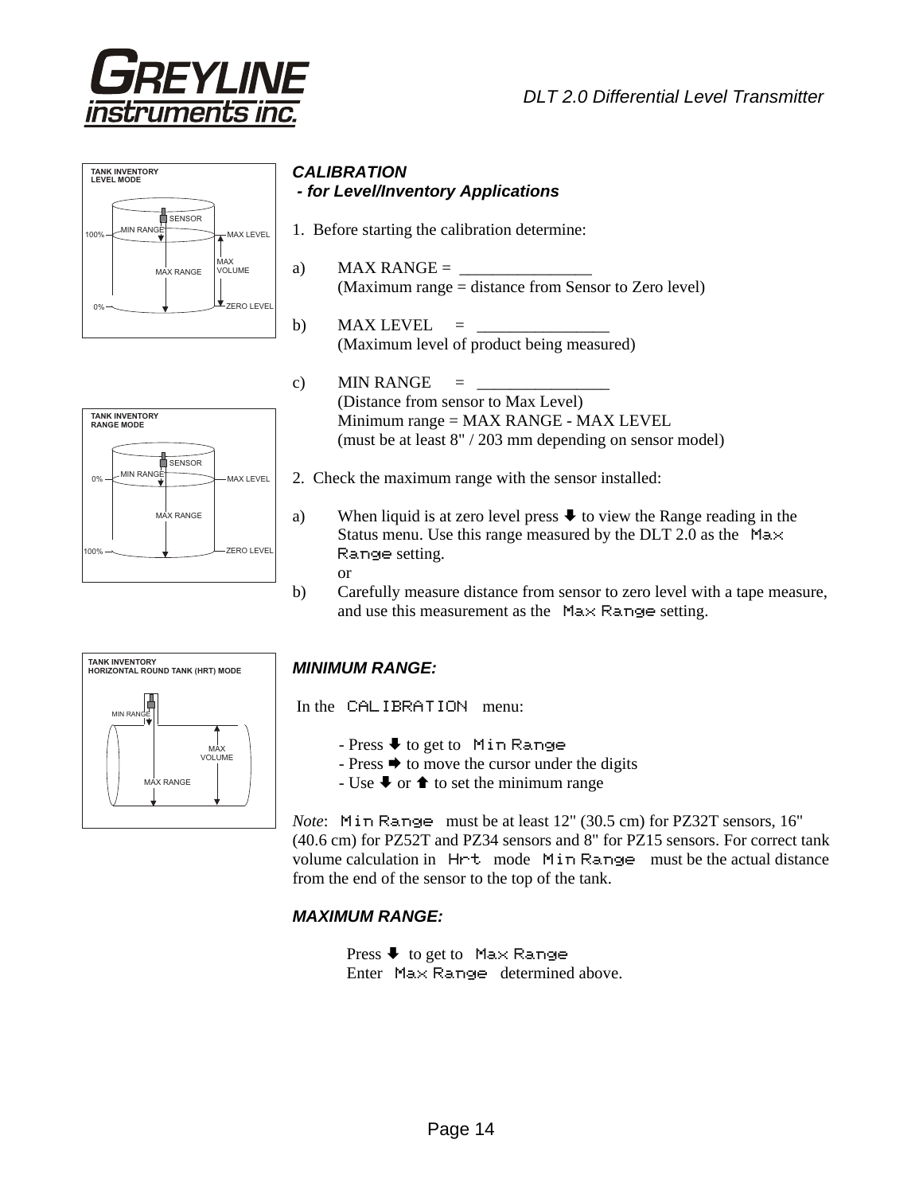## CALIBRATION

### - for Level/Inventory Applications

TANK INVENTORY
LEVEL MODE

SENSOR
MIN RANGE
100%
MAX LEVEL
MAX RANGE
MAX VOLUME
0%
ZERO LEVEL

1. Before starting the calibration determine:

a) MAX RANGE = ________________
(Maximum range = distance from Sensor to Zero level)

b) MAX LEVEL = ________________
(Maximum level of product being measured)

c) MIN RANGE = ________________
(Distance from sensor to Max Level)
Minimum range = MAX RANGE - MAX LEVEL
(must be at least 8" / 203 mm depending on sensor model)

TANK INVENTORY
RANGE MODE

SENSOR
MIN RANGE
0%
MAX LEVEL
MAX RANGE
100%
ZERO LEVEL

2. Check the maximum range with the sensor installed:

a) When liquid is at zero level press ⬇ to view the Range reading in the Status menu. Use this range measured by the DLT 2.0 as the Max Range setting.
or

b) Carefully measure distance from sensor to zero level with a tape measure, and use this measurement as the Max Range setting.

TANK INVENTORY
HORIZONTAL ROUND TANK (HRT) MODE

MIN RANGE
MAX VOLUME
MAX RANGE

### MINIMUM RANGE:

In the CALIBRATION menu:

- Press ⬇ to get to Min Range
- Press ➡ to move the cursor under the digits
- Use ⬇ or ⬆ to set the minimum range

*Note*: Min Range must be at least 12" (30.5 cm) for PZ32T sensors, 16" (40.6 cm) for PZ52T and PZ34 sensors and 8" for PZ15 sensors. For correct tank volume calculation in Hrt mode Min Range must be the actual distance from the end of the sensor to the top of the tank.

### MAXIMUM RANGE:

Press ⬇ to get to Max Range
Enter Max Range determined above.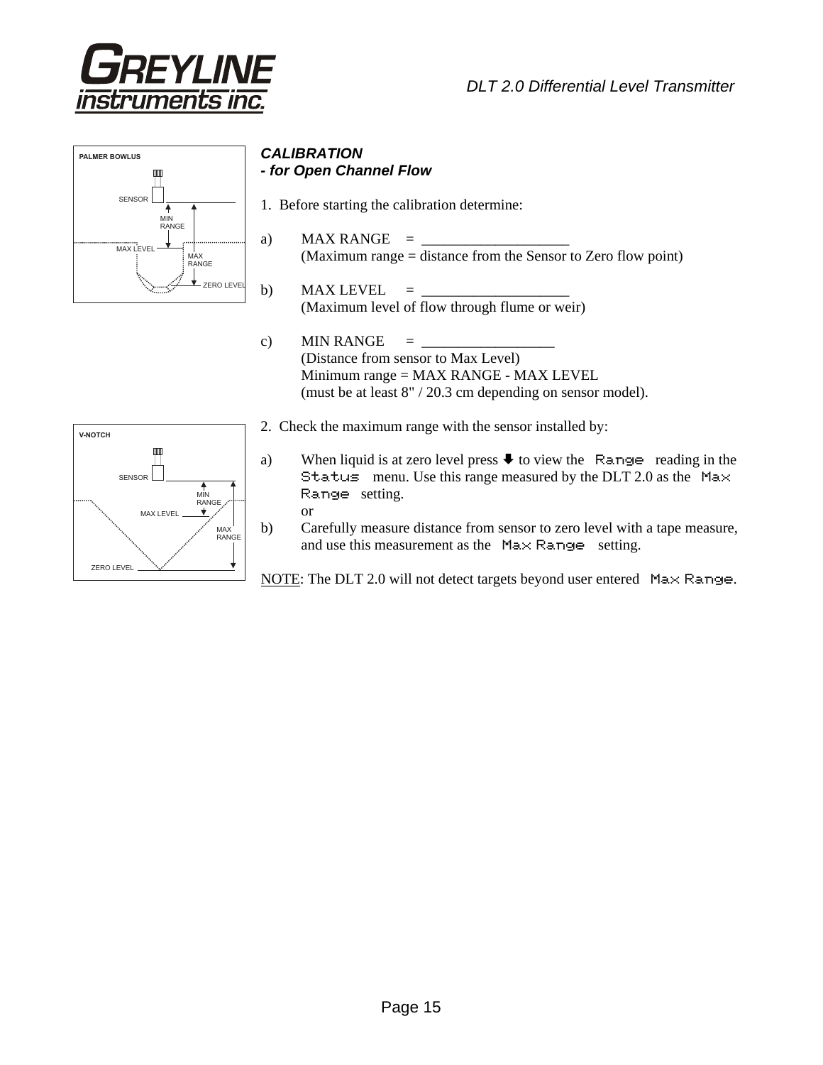### *CALIBRATION*
### *- for Open Channel Flow*

1. Before starting the calibration determine:

a) MAX RANGE = ____________________
(Maximum range = distance from the Sensor to Zero flow point)

b) MAX LEVEL = ____________________
(Maximum level of flow through flume or weir)

c) MIN RANGE = __________________
(Distance from sensor to Max Level)
Minimum range = MAX RANGE - MAX LEVEL
(must be at least 8" / 20.3 cm depending on sensor model).

2. Check the maximum range with the sensor installed by:

a) When liquid is at zero level press ⬇ to view the Range reading in the Status menu. Use this range measured by the DLT 2.0 as the Max Range setting.
or

b) Carefully measure distance from sensor to zero level with a tape measure, and use this measurement as the Max Range setting.

NOTE: The DLT 2.0 will not detect targets beyond user entered Max Range.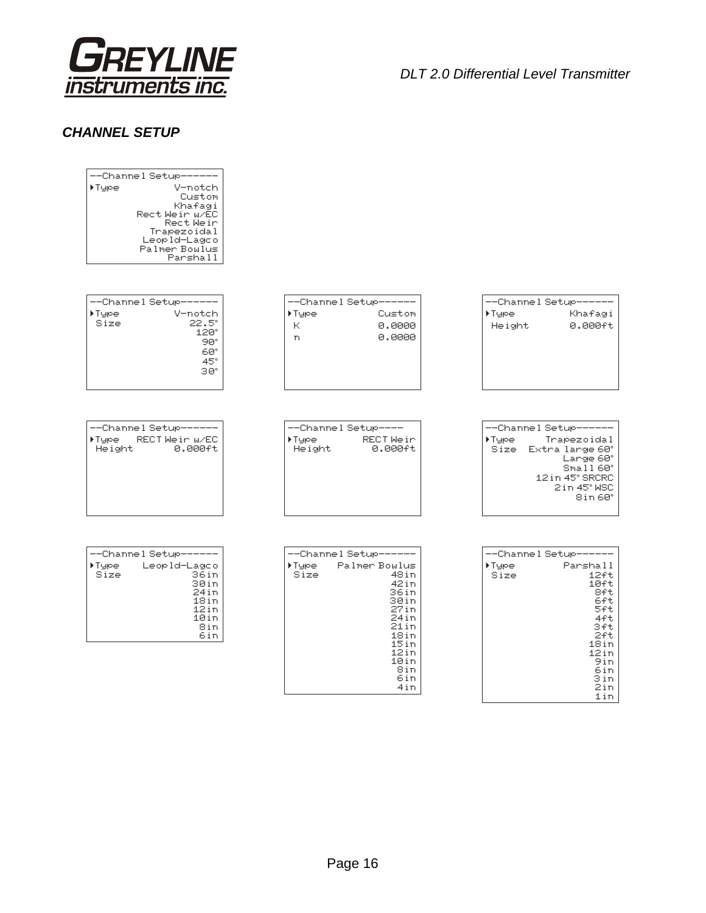## CHANNEL SETUP

```
--Channel Setup------
▸Type          V-notch
                Custom
               Khafagi
        Rect Weir w/EC
             Rect Weir
           Trapezoidal
          Leopld-Lagco
         Palmer Bowlus
              Parshall
```

```
--Channel Setup------
▸Type          V-notch
 Size            22.5°
                  120°
                   90°
                   60°
                   45°
                   30°
```

```
--Channel Setup------
▸Type           Custom
 K              0.0000
 n              0.0000
```

```
--Channel Setup------
▸Type          Khafagi
 Height        0.000ft
```

```
--Channel Setup------
▸Type   RECT Weir w/EC
 Height        0.000ft
```

```
--Channel Setup----
▸Type        RECT Weir
 Height        0.000ft
```

```
--Channel Setup------
▸Type      Trapezoidal
 Size   Extra large 60°
              Large 60°
              Small 60°
          12in 45° SRCRC
            2in 45° WSC
                8in 60°
```

```
--Channel Setup------
▸Type     Leopld-Lagco
 Size             36in
                  30in
                  24in
                  18in
                  12in
                  10in
                   8in
                   6in
```

```
--Channel Setup------
▸Type    Palmer Bowlus
 Size             48in
                  42in
                  36in
                  30in
                  27in
                  24in
                  21in
                  18in
                  15in
                  12in
                  10in
                   8in
                   6in
                   4in
```

```
--Channel Setup------
▸Type         Parshall
 Size             12ft
                  10ft
                   8ft
                   6ft
                   5ft
                   4ft
                   3ft
                   2ft
                  18in
                  12in
                   9in
                   6in
                   3in
                   2in
                   1in
```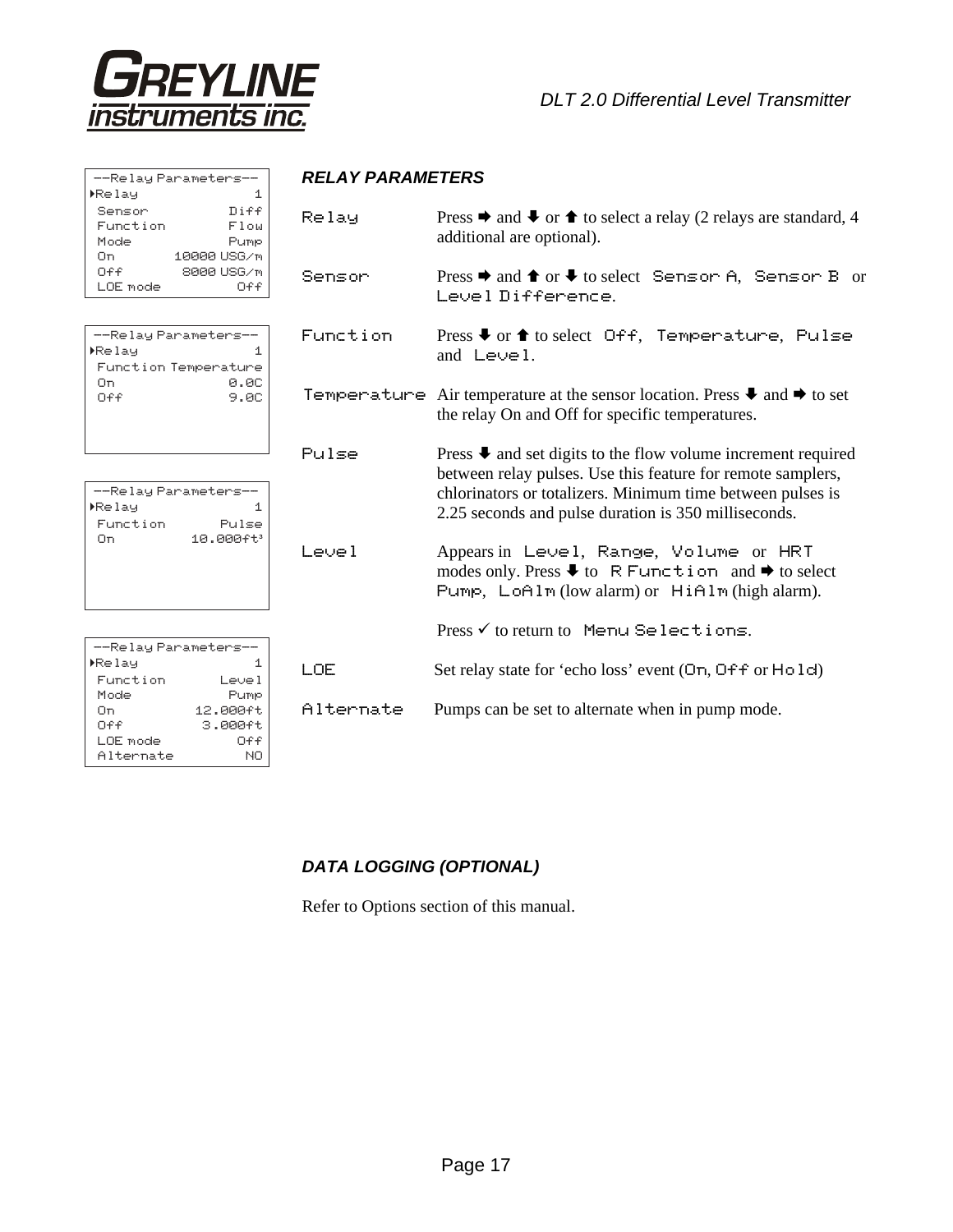## RELAY PARAMETERS

```
--Relay Parameters--
▸Relay             1
 Sensor         Diff
 Function       Flow
 Mode           Pump
 On      10000 USG/m
 Off      8000 USG/m
 LOE mode        Off
```

```
--Relay Parameters--
▸Relay             1
 Function Temperature
 On             0.0C
 Off            9.0C
```

```
--Relay Parameters--
▸Relay             1
 Function      Pulse
 On         10.000ft³
```

```
--Relay Parameters--
▸Relay             1
 Function      Level
 Mode           Pump
 On         12.000ft
 Off         3.000ft
 LOE mode        Off
 Alternate        NO
```

**Relay** — Press ➡ and ⬇ or ⬆ to select a relay (2 relays are standard, 4 additional are optional).

**Sensor** — Press ➡ and ⬆ or ⬇ to select Sensor A, Sensor B or Level Difference.

**Function** — Press ⬇ or ⬆ to select Off, Temperature, Pulse and Level.

**Temperature** — Air temperature at the sensor location. Press ⬇ and ➡ to set the relay On and Off for specific temperatures.

**Pulse** — Press ⬇ and set digits to the flow volume increment required between relay pulses. Use this feature for remote samplers, chlorinators or totalizers. Minimum time between pulses is 2.25 seconds and pulse duration is 350 milliseconds.

**Level** — Appears in Level, Range, Volume or HRT modes only. Press ⬇ to R Function and ➡ to select Pump, LoAlm (low alarm) or HiAlm (high alarm).

Press ✓ to return to Menu Selections.

**LOE** — Set relay state for 'echo loss' event (On, Off or Hold)

**Alternate** — Pumps can be set to alternate when in pump mode.

## DATA LOGGING (OPTIONAL)

Refer to Options section of this manual.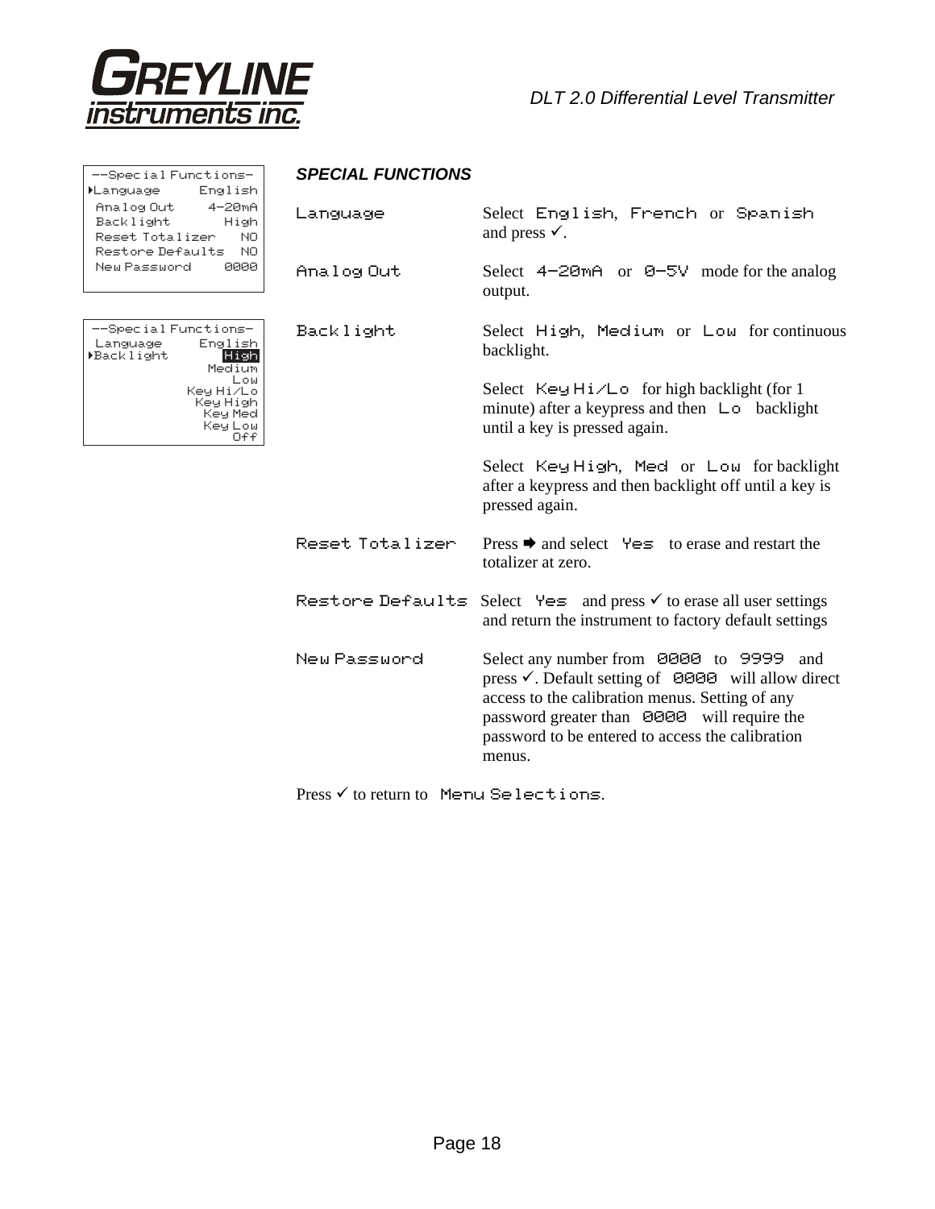```
--Special Functions-
▸Language      English
 Analog Out     4-20mA
 Backlight        High
 Reset Totalizer    NO
 Restore Defaults   NO
 New Password     0000
```

```
--Special Functions-
 Language      English
▸Backlight        High
                Medium
                   Low
             Key Hi/Lo
              Key High
               Key Med
               Key Low
                   Off
```

### *SPECIAL FUNCTIONS*

**Language** — Select English, French or Spanish and press ✓.

**Analog Out** — Select 4-20mA or 0-5V mode for the analog output.

**Backlight** — Select High, Medium or Low for continuous backlight.

Select Key Hi/Lo for high backlight (for 1 minute) after a keypress and then Lo backlight until a key is pressed again.

Select Key High, Med or Low for backlight after a keypress and then backlight off until a key is pressed again.

**Reset Totalizer** — Press ➡ and select Yes to erase and restart the totalizer at zero.

**Restore Defaults** — Select Yes and press ✓ to erase all user settings and return the instrument to factory default settings

**New Password** — Select any number from 0000 to 9999 and press ✓. Default setting of 0000 will allow direct access to the calibration menus. Setting of any password greater than 0000 will require the password to be entered to access the calibration menus.

Press ✓ to return to Menu Selections.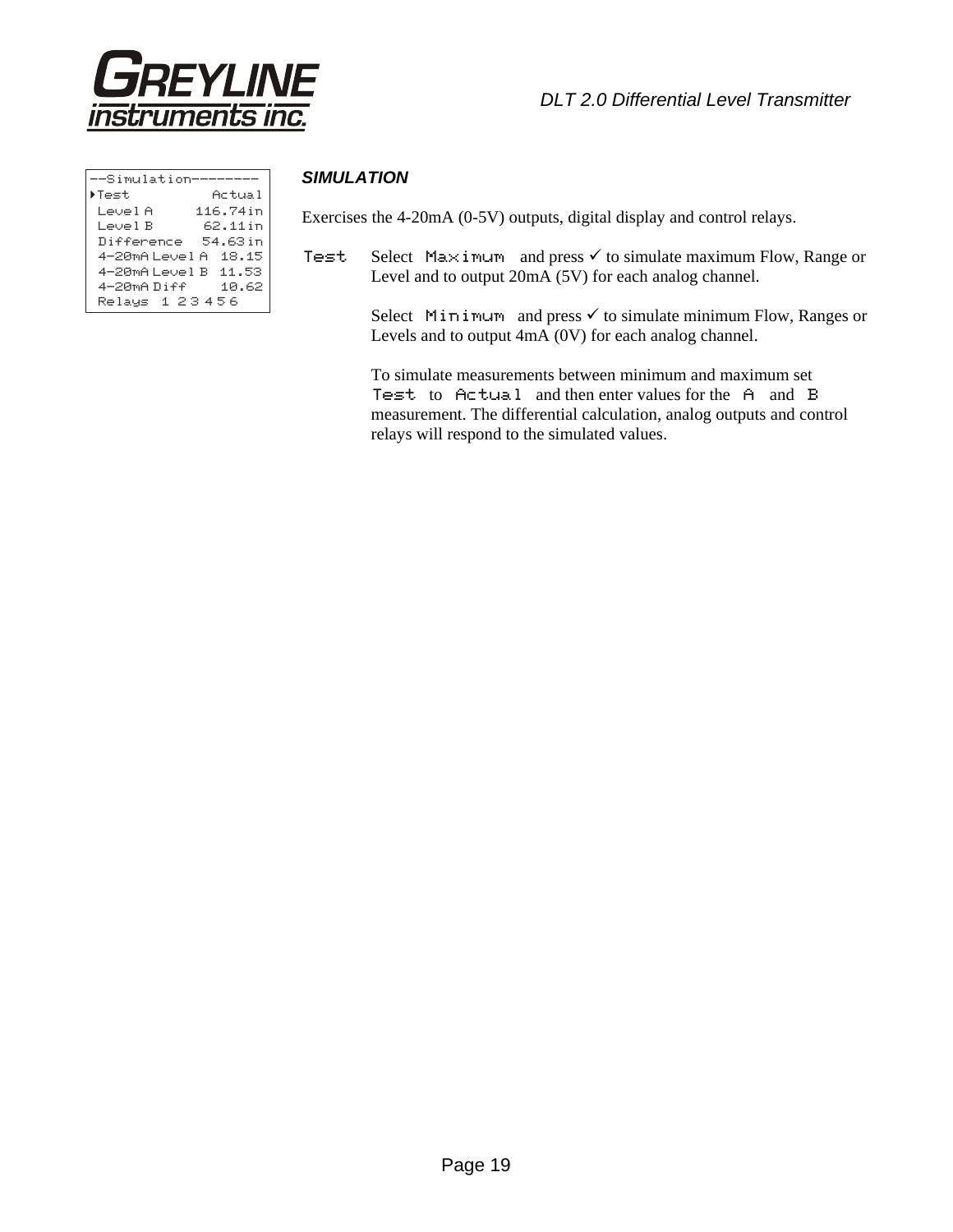```
--Simulation--------
►Test          Actual
 Level A      116.74in
 Level B       62.11in
 Difference   54.63in
 4-20mA Level A  18.15
 4-20mA Level B  11.53
 4-20mA Diff     10.62
 Relays  1 2 3 4 5 6
```

## *SIMULATION*

Exercises the 4-20mA (0-5V) outputs, digital display and control relays.

**Test** Select **Maximum** and press ✓ to simulate maximum Flow, Range or Level and to output 20mA (5V) for each analog channel.

Select **Minimum** and press ✓ to simulate minimum Flow, Ranges or Levels and to output 4mA (0V) for each analog channel.

To simulate measurements between minimum and maximum set **Test** to **Actual** and then enter values for the **A** and **B** measurement. The differential calculation, analog outputs and control relays will respond to the simulated values.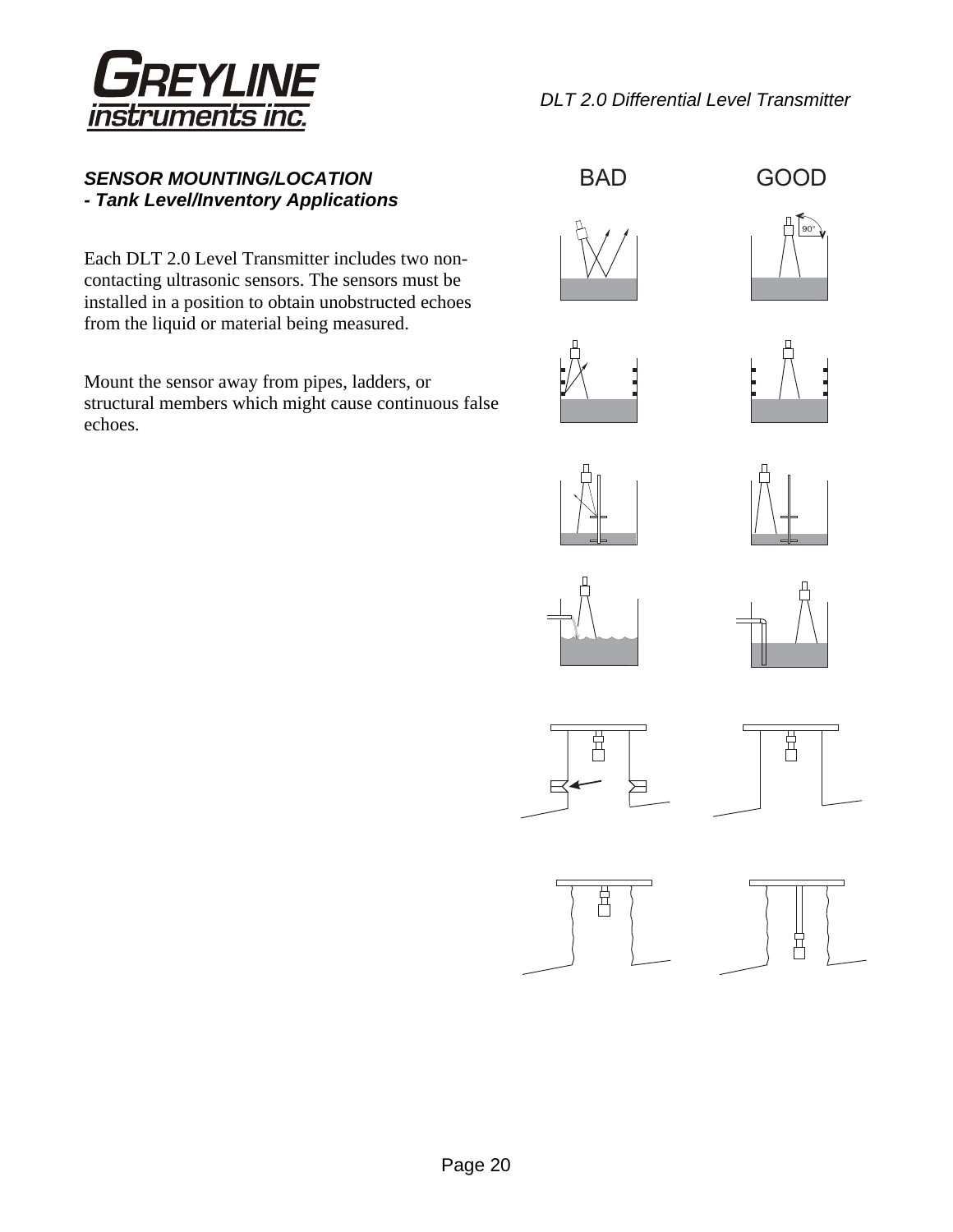### *SENSOR MOUNTING/LOCATION*
### *- Tank Level/Inventory Applications*

Each DLT 2.0 Level Transmitter includes two non-contacting ultrasonic sensors. The sensors must be installed in a position to obtain unobstructed echoes from the liquid or material being measured.

Mount the sensor away from pipes, ladders, or structural members which might cause continuous false echoes.

BAD GOOD

90°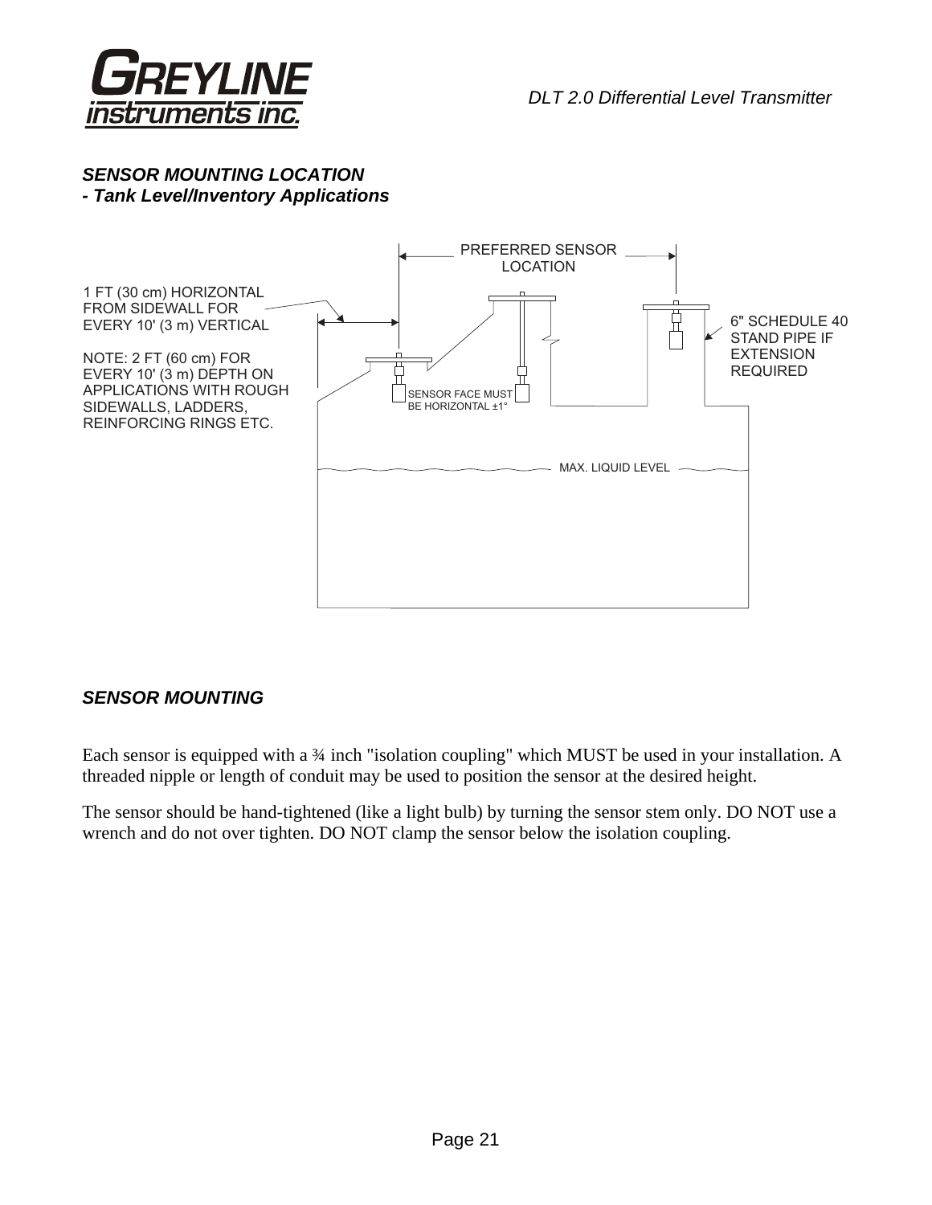## *SENSOR MOUNTING LOCATION*
### *- Tank Level/Inventory Applications*

PREFERRED SENSOR LOCATION

1 FT (30 cm) HORIZONTAL FROM SIDEWALL FOR EVERY 10' (3 m) VERTICAL

NOTE: 2 FT (60 cm) FOR EVERY 10' (3 m) DEPTH ON APPLICATIONS WITH ROUGH SIDEWALLS, LADDERS, REINFORCING RINGS ETC.

SENSOR FACE MUST BE HORIZONTAL ±1°

6" SCHEDULE 40 STAND PIPE IF EXTENSION REQUIRED

MAX. LIQUID LEVEL

## *SENSOR MOUNTING*

Each sensor is equipped with a ¾ inch "isolation coupling" which MUST be used in your installation. A threaded nipple or length of conduit may be used to position the sensor at the desired height.

The sensor should be hand-tightened (like a light bulb) by turning the sensor stem only. DO NOT use a wrench and do not over tighten. DO NOT clamp the sensor below the isolation coupling.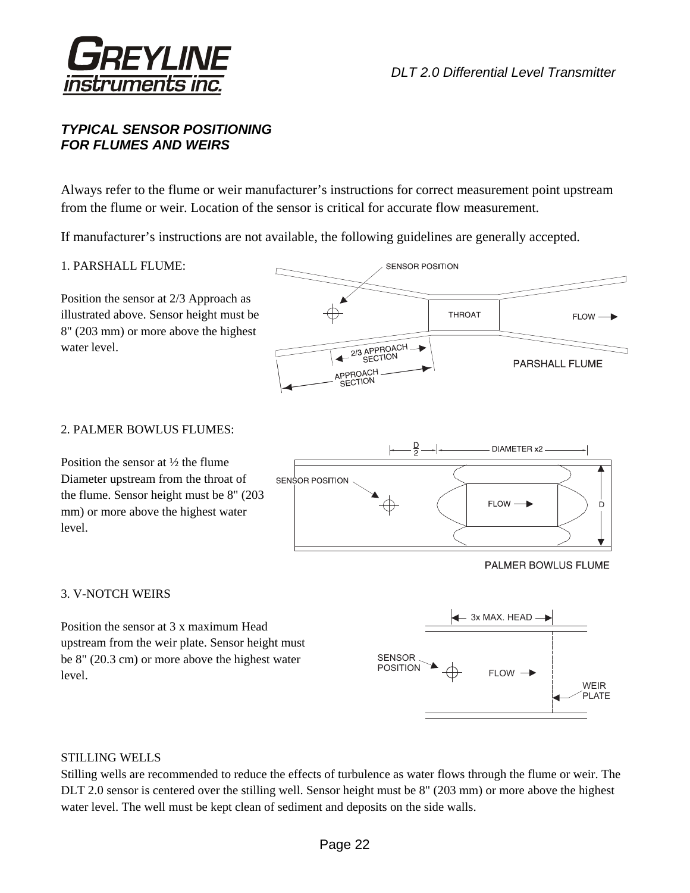### *TYPICAL SENSOR POSITIONING FOR FLUMES AND WEIRS*

Always refer to the flume or weir manufacturer's instructions for correct measurement point upstream from the flume or weir. Location of the sensor is critical for accurate flow measurement.

If manufacturer's instructions are not available, the following guidelines are generally accepted.

1. PARSHALL FLUME:

Position the sensor at 2/3 Approach as illustrated above. Sensor height must be 8" (203 mm) or more above the highest water level.

2. PALMER BOWLUS FLUMES:

Position the sensor at ½ the flume Diameter upstream from the throat of the flume. Sensor height must be 8" (203 mm) or more above the highest water level.

3. V-NOTCH WEIRS

Position the sensor at 3 x maximum Head upstream from the weir plate. Sensor height must be 8" (20.3 cm) or more above the highest water level.

STILLING WELLS

Stilling wells are recommended to reduce the effects of turbulence as water flows through the flume or weir. The DLT 2.0 sensor is centered over the stilling well. Sensor height must be 8" (203 mm) or more above the highest water level. The well must be kept clean of sediment and deposits on the side walls.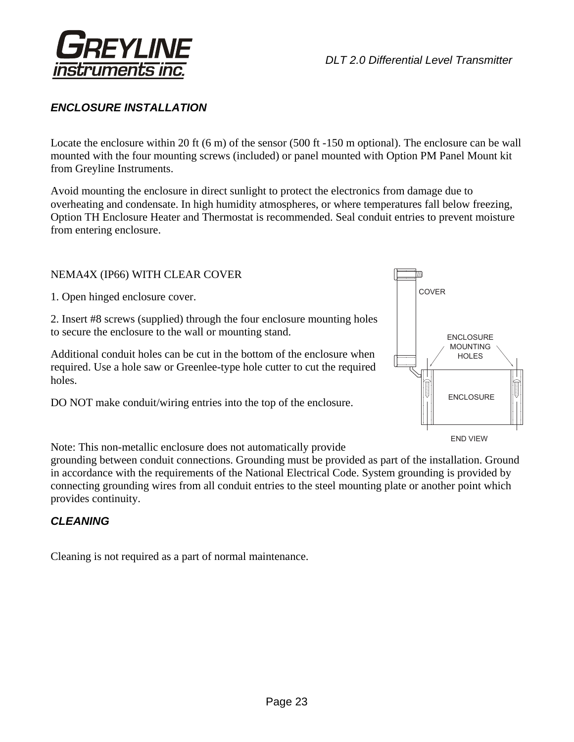## ENCLOSURE INSTALLATION

Locate the enclosure within 20 ft (6 m) of the sensor (500 ft -150 m optional). The enclosure can be wall mounted with the four mounting screws (included) or panel mounted with Option PM Panel Mount kit from Greyline Instruments.

Avoid mounting the enclosure in direct sunlight to protect the electronics from damage due to overheating and condensate. In high humidity atmospheres, or where temperatures fall below freezing, Option TH Enclosure Heater and Thermostat is recommended. Seal conduit entries to prevent moisture from entering enclosure.

NEMA4X (IP66) WITH CLEAR COVER

1. Open hinged enclosure cover.

2. Insert #8 screws (supplied) through the four enclosure mounting holes to secure the enclosure to the wall or mounting stand.

Additional conduit holes can be cut in the bottom of the enclosure when required. Use a hole saw or Greenlee-type hole cutter to cut the required holes.

DO NOT make conduit/wiring entries into the top of the enclosure.

COVER

ENCLOSURE MOUNTING HOLES

ENCLOSURE

END VIEW

Note: This non-metallic enclosure does not automatically provide grounding between conduit connections. Grounding must be provided as part of the installation. Ground in accordance with the requirements of the National Electrical Code. System grounding is provided by connecting grounding wires from all conduit entries to the steel mounting plate or another point which provides continuity.

## CLEANING

Cleaning is not required as a part of normal maintenance.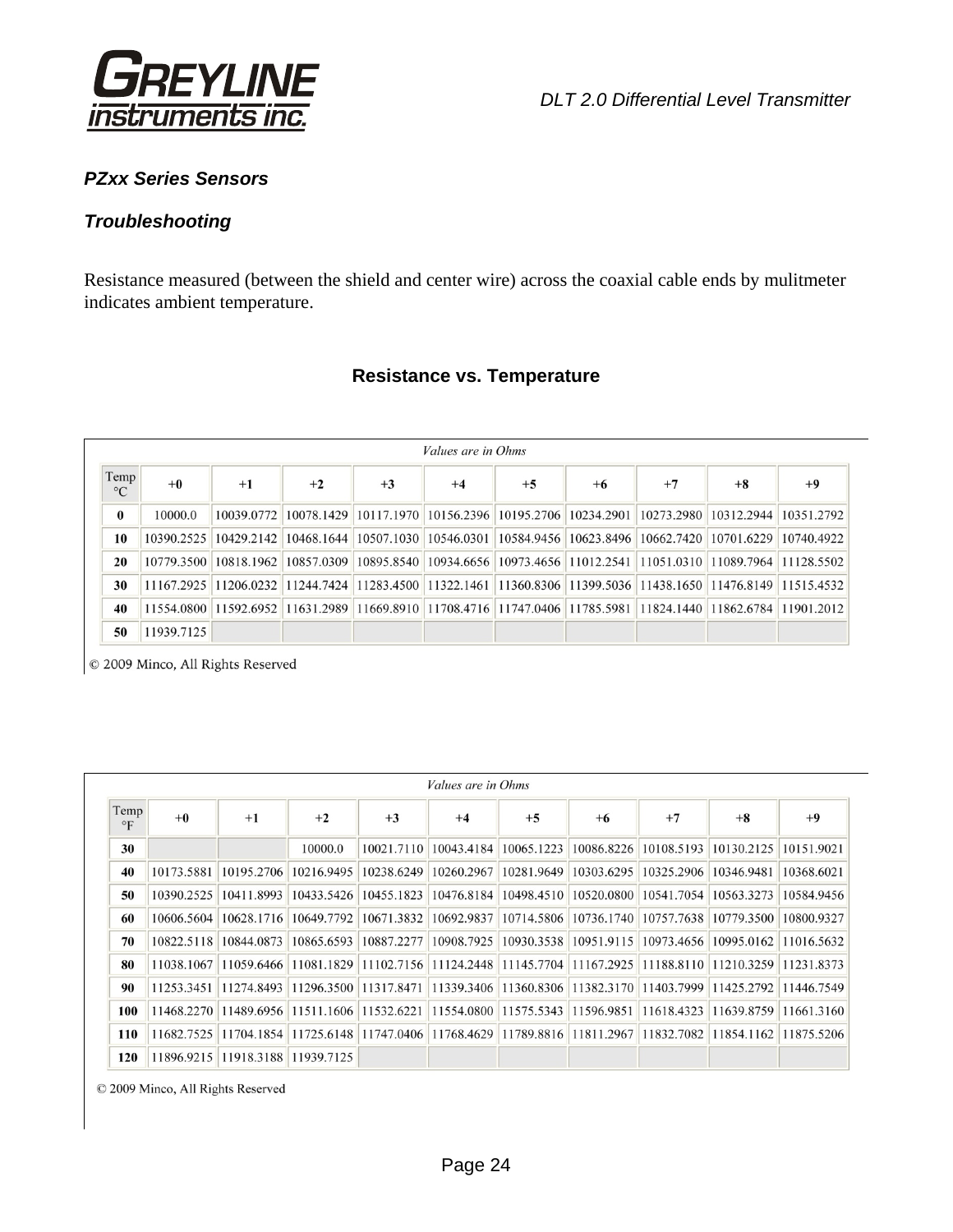### *PZxx Series Sensors*

### *Troubleshooting*

Resistance measured (between the shield and center wire) across the coaxial cable ends by mulitmeter indicates ambient temperature.

## Resistance vs. Temperature

*Values are in Ohms*

| Temp °C | +0 | +1 | +2 | +3 | +4 | +5 | +6 | +7 | +8 | +9 |
|---|---|---|---|---|---|---|---|---|---|---|
| **0** | 10000.0 | 10039.0772 | 10078.1429 | 10117.1970 | 10156.2396 | 10195.2706 | 10234.2901 | 10273.2980 | 10312.2944 | 10351.2792 |
| **10** | 10390.2525 | 10429.2142 | 10468.1644 | 10507.1030 | 10546.0301 | 10584.9456 | 10623.8496 | 10662.7420 | 10701.6229 | 10740.4922 |
| **20** | 10779.3500 | 10818.1962 | 10857.0309 | 10895.8540 | 10934.6656 | 10973.4656 | 11012.2541 | 11051.0310 | 11089.7964 | 11128.5502 |
| **30** | 11167.2925 | 11206.0232 | 11244.7424 | 11283.4500 | 11322.1461 | 11360.8306 | 11399.5036 | 11438.1650 | 11476.8149 | 11515.4532 |
| **40** | 11554.0800 | 11592.6952 | 11631.2989 | 11669.8910 | 11708.4716 | 11747.0406 | 11785.5981 | 11824.1440 | 11862.6784 | 11901.2012 |
| **50** | 11939.7125 | | | | | | | | | |

© 2009 Minco, All Rights Reserved

*Values are in Ohms*

| Temp °F | +0 | +1 | +2 | +3 | +4 | +5 | +6 | +7 | +8 | +9 |
|---|---|---|---|---|---|---|---|---|---|---|
| **30** | | | 10000.0 | 10021.7110 | 10043.4184 | 10065.1223 | 10086.8226 | 10108.5193 | 10130.2125 | 10151.9021 |
| **40** | 10173.5881 | 10195.2706 | 10216.9495 | 10238.6249 | 10260.2967 | 10281.9649 | 10303.6295 | 10325.2906 | 10346.9481 | 10368.6021 |
| **50** | 10390.2525 | 10411.8993 | 10433.5426 | 10455.1823 | 10476.8184 | 10498.4510 | 10520.0800 | 10541.7054 | 10563.3273 | 10584.9456 |
| **60** | 10606.5604 | 10628.1716 | 10649.7792 | 10671.3832 | 10692.9837 | 10714.5806 | 10736.1740 | 10757.7638 | 10779.3500 | 10800.9327 |
| **70** | 10822.5118 | 10844.0873 | 10865.6593 | 10887.2277 | 10908.7925 | 10930.3538 | 10951.9115 | 10973.4656 | 10995.0162 | 11016.5632 |
| **80** | 11038.1067 | 11059.6466 | 11081.1829 | 11102.7156 | 11124.2448 | 11145.7704 | 11167.2925 | 11188.8110 | 11210.3259 | 11231.8373 |
| **90** | 11253.3451 | 11274.8493 | 11296.3500 | 11317.8471 | 11339.3406 | 11360.8306 | 11382.3170 | 11403.7999 | 11425.2792 | 11446.7549 |
| **100** | 11468.2270 | 11489.6956 | 11511.1606 | 11532.6221 | 11554.0800 | 11575.5343 | 11596.9851 | 11618.4323 | 11639.8759 | 11661.3160 |
| **110** | 11682.7525 | 11704.1854 | 11725.6148 | 11747.0406 | 11768.4629 | 11789.8816 | 11811.2967 | 11832.7082 | 11854.1162 | 11875.5206 |
| **120** | 11896.9215 | 11918.3188 | 11939.7125 | | | | | | | |

© 2009 Minco, All Rights Reserved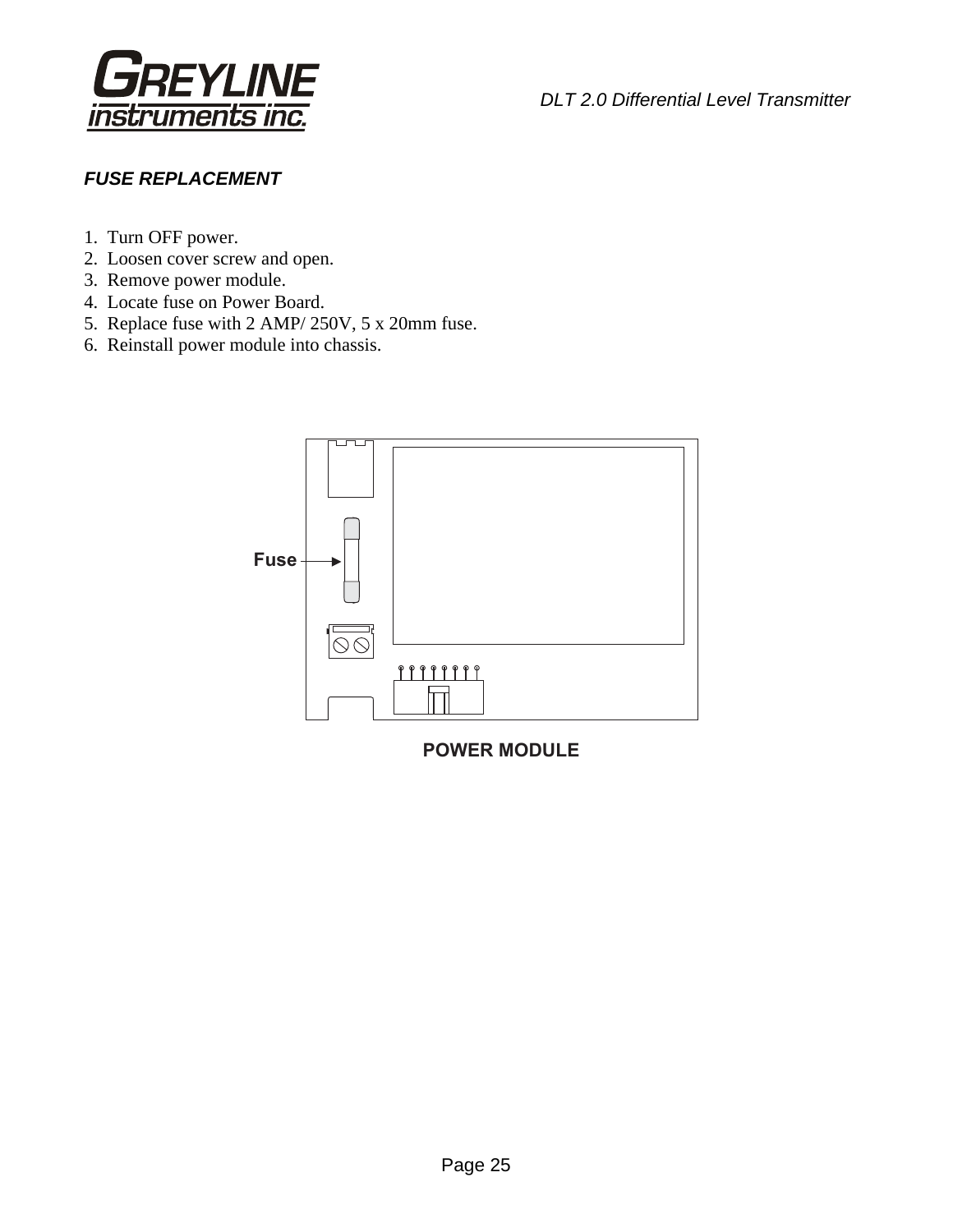## *FUSE REPLACEMENT*

1. Turn OFF power.
2. Loosen cover screw and open.
3. Remove power module.
4. Locate fuse on Power Board.
5. Replace fuse with 2 AMP/ 250V, 5 x 20mm fuse.
6. Reinstall power module into chassis.

Fuse

**POWER MODULE**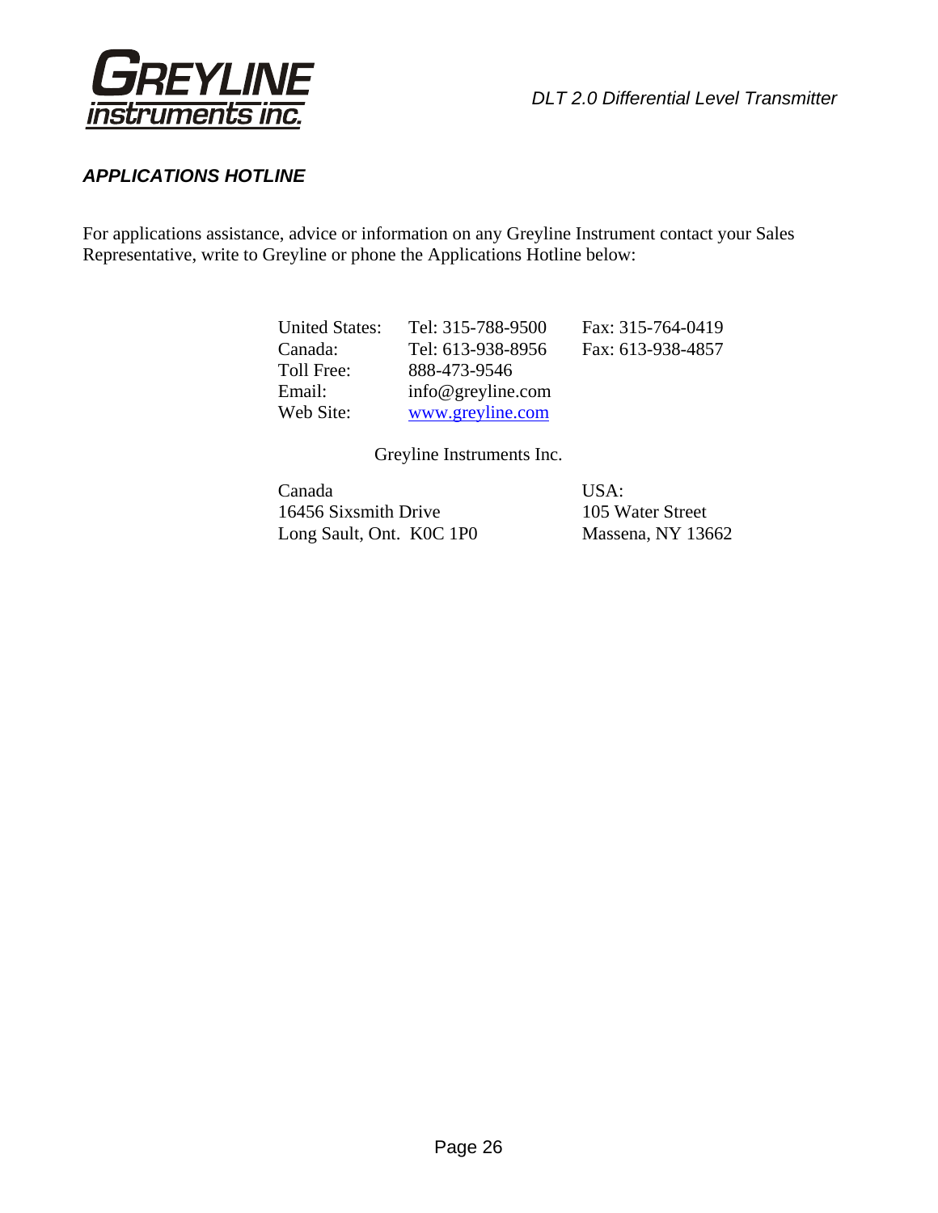## APPLICATIONS HOTLINE

For applications assistance, advice or information on any Greyline Instrument contact your Sales Representative, write to Greyline or phone the Applications Hotline below:

| | | |
|---|---|---|
| United States: | Tel: 315-788-9500 | Fax: 315-764-0419 |
| Canada: | Tel: 613-938-8956 | Fax: 613-938-4857 |
| Toll Free: | 888-473-9546 | |
| Email: | info@greyline.com | |
| Web Site: | www.greyline.com | |

Greyline Instruments Inc.

| Canada | USA: |
|---|---|
| 16456 Sixsmith Drive | 105 Water Street |
| Long Sault, Ont. K0C 1P0 | Massena, NY 13662 |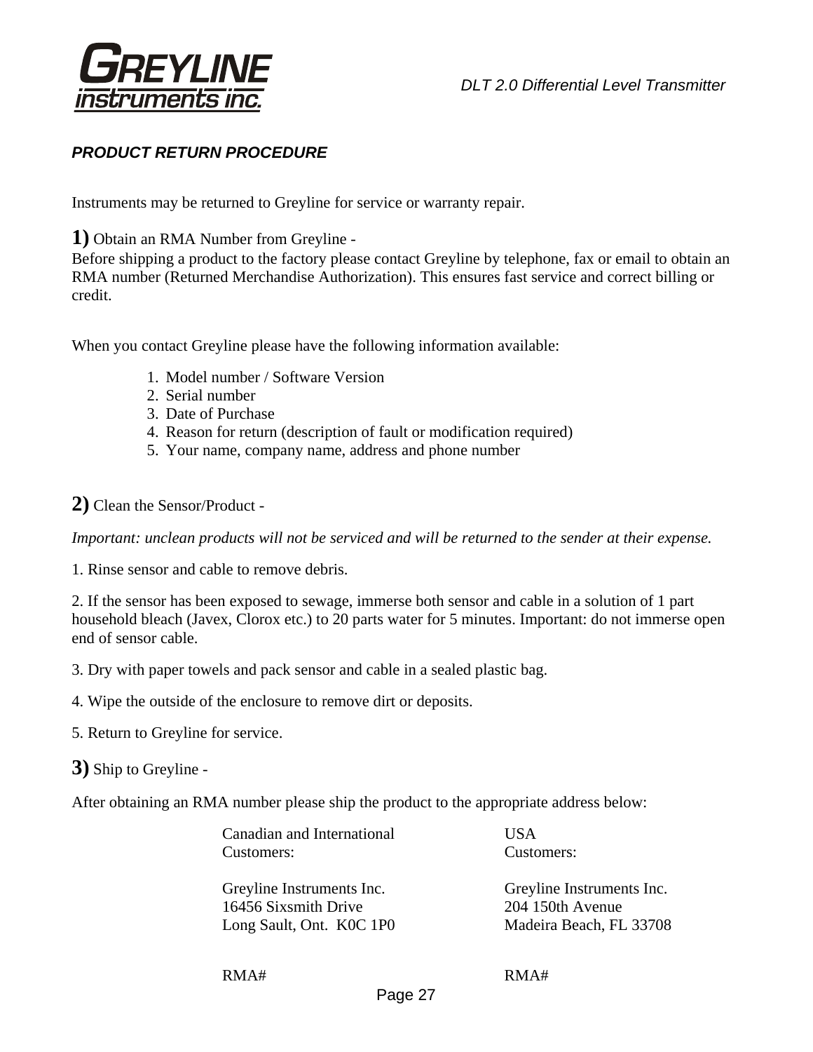## PRODUCT RETURN PROCEDURE

Instruments may be returned to Greyline for service or warranty repair.

**1)** Obtain an RMA Number from Greyline -
Before shipping a product to the factory please contact Greyline by telephone, fax or email to obtain an RMA number (Returned Merchandise Authorization). This ensures fast service and correct billing or credit.

When you contact Greyline please have the following information available:

1. Model number / Software Version
2. Serial number
3. Date of Purchase
4. Reason for return (description of fault or modification required)
5. Your name, company name, address and phone number

**2)** Clean the Sensor/Product -

*Important: unclean products will not be serviced and will be returned to the sender at their expense.*

1. Rinse sensor and cable to remove debris.

2. If the sensor has been exposed to sewage, immerse both sensor and cable in a solution of 1 part household bleach (Javex, Clorox etc.) to 20 parts water for 5 minutes. Important: do not immerse open end of sensor cable.

3. Dry with paper towels and pack sensor and cable in a sealed plastic bag.

4. Wipe the outside of the enclosure to remove dirt or deposits.

5. Return to Greyline for service.

**3)** Ship to Greyline -

After obtaining an RMA number please ship the product to the appropriate address below:

| Canadian and International Customers: | USA Customers: |
|---|---|
| Greyline Instruments Inc.<br>16456 Sixsmith Drive<br>Long Sault, Ont. K0C 1P0 | Greyline Instruments Inc.<br>204 150th Avenue<br>Madeira Beach, FL 33708 |
| RMA# | RMA# |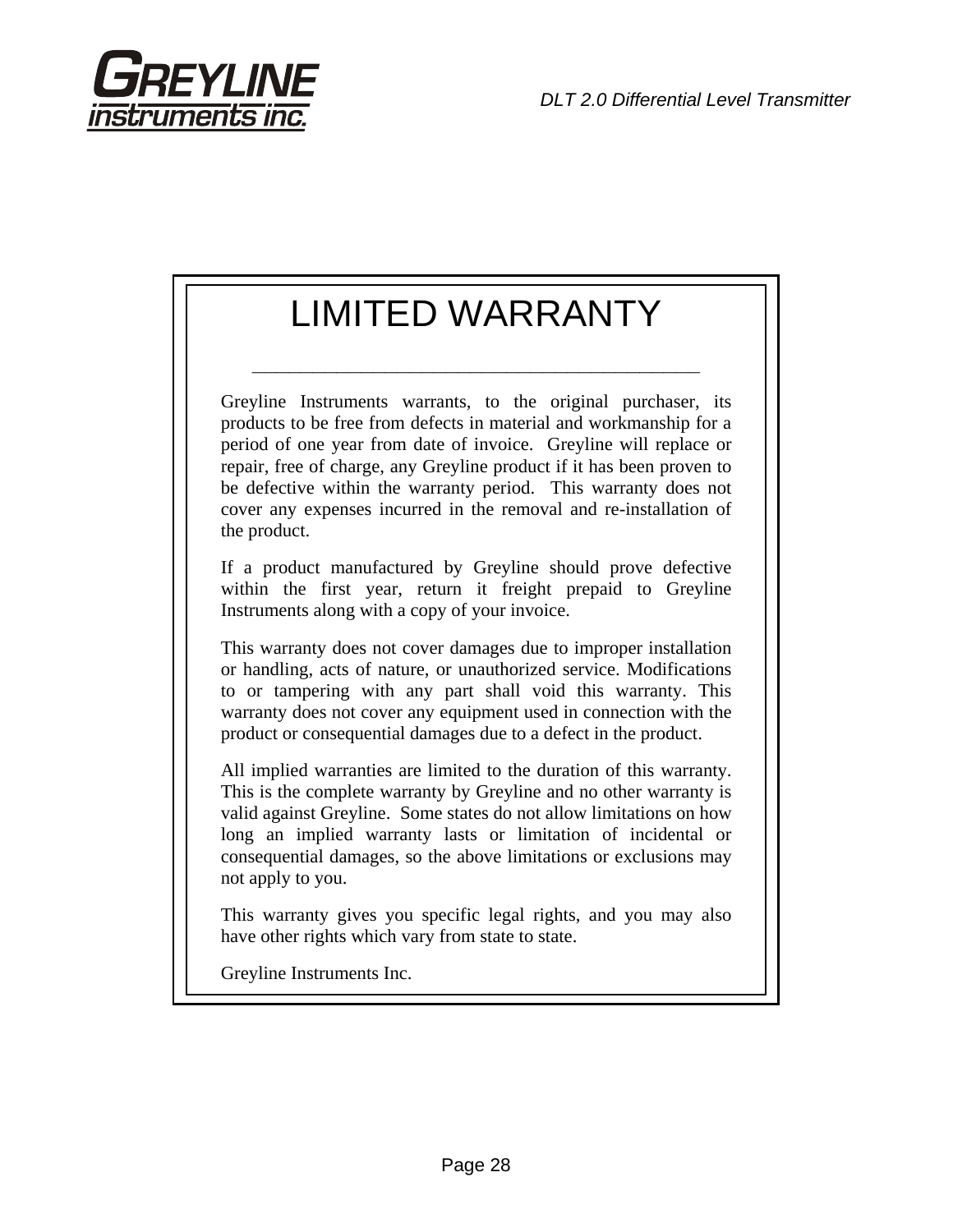# LIMITED WARRANTY

---

Greyline Instruments warrants, to the original purchaser, its products to be free from defects in material and workmanship for a period of one year from date of invoice. Greyline will replace or repair, free of charge, any Greyline product if it has been proven to be defective within the warranty period. This warranty does not cover any expenses incurred in the removal and re-installation of the product.

If a product manufactured by Greyline should prove defective within the first year, return it freight prepaid to Greyline Instruments along with a copy of your invoice.

This warranty does not cover damages due to improper installation or handling, acts of nature, or unauthorized service. Modifications to or tampering with any part shall void this warranty. This warranty does not cover any equipment used in connection with the product or consequential damages due to a defect in the product.

All implied warranties are limited to the duration of this warranty. This is the complete warranty by Greyline and no other warranty is valid against Greyline. Some states do not allow limitations on how long an implied warranty lasts or limitation of incidental or consequential damages, so the above limitations or exclusions may not apply to you.

This warranty gives you specific legal rights, and you may also have other rights which vary from state to state.

Greyline Instruments Inc.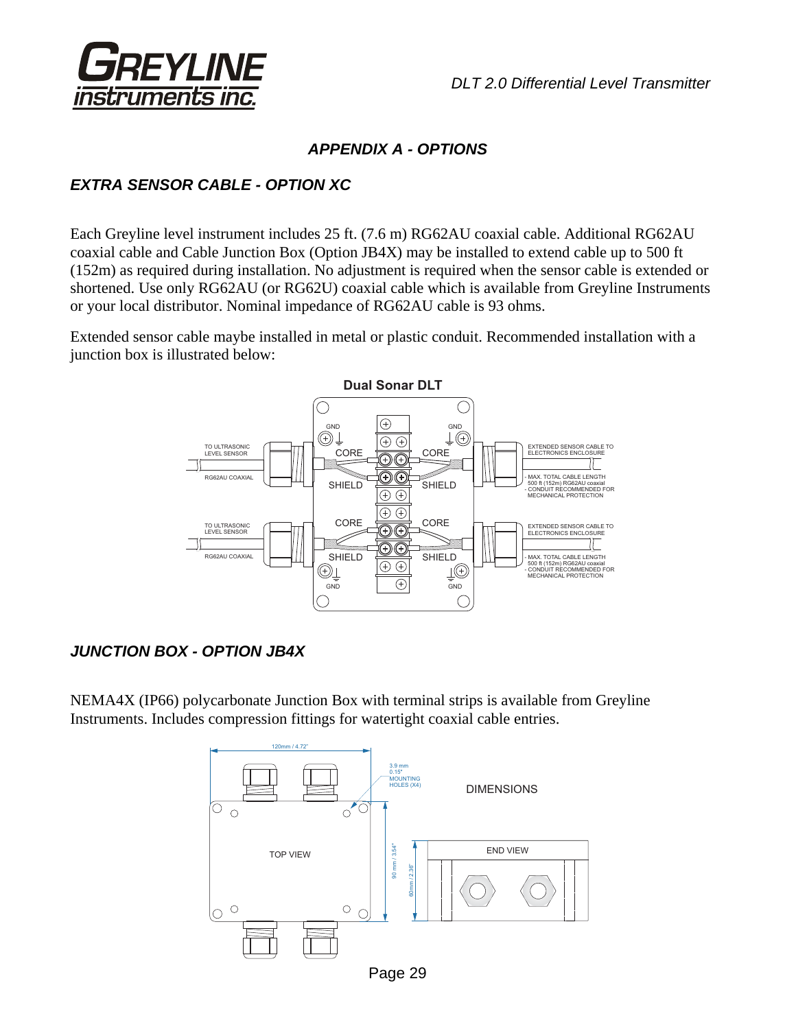## APPENDIX A - OPTIONS

### EXTRA SENSOR CABLE - OPTION XC

Each Greyline level instrument includes 25 ft. (7.6 m) RG62AU coaxial cable. Additional RG62AU coaxial cable and Cable Junction Box (Option JB4X) may be installed to extend cable up to 500 ft (152m) as required during installation. No adjustment is required when the sensor cable is extended or shortened. Use only RG62AU (or RG62U) coaxial cable which is available from Greyline Instruments or your local distributor. Nominal impedance of RG62AU cable is 93 ohms.

Extended sensor cable maybe installed in metal or plastic conduit. Recommended installation with a junction box is illustrated below:

### JUNCTION BOX - OPTION JB4X

NEMA4X (IP66) polycarbonate Junction Box with terminal strips is available from Greyline Instruments. Includes compression fittings for watertight coaxial cable entries.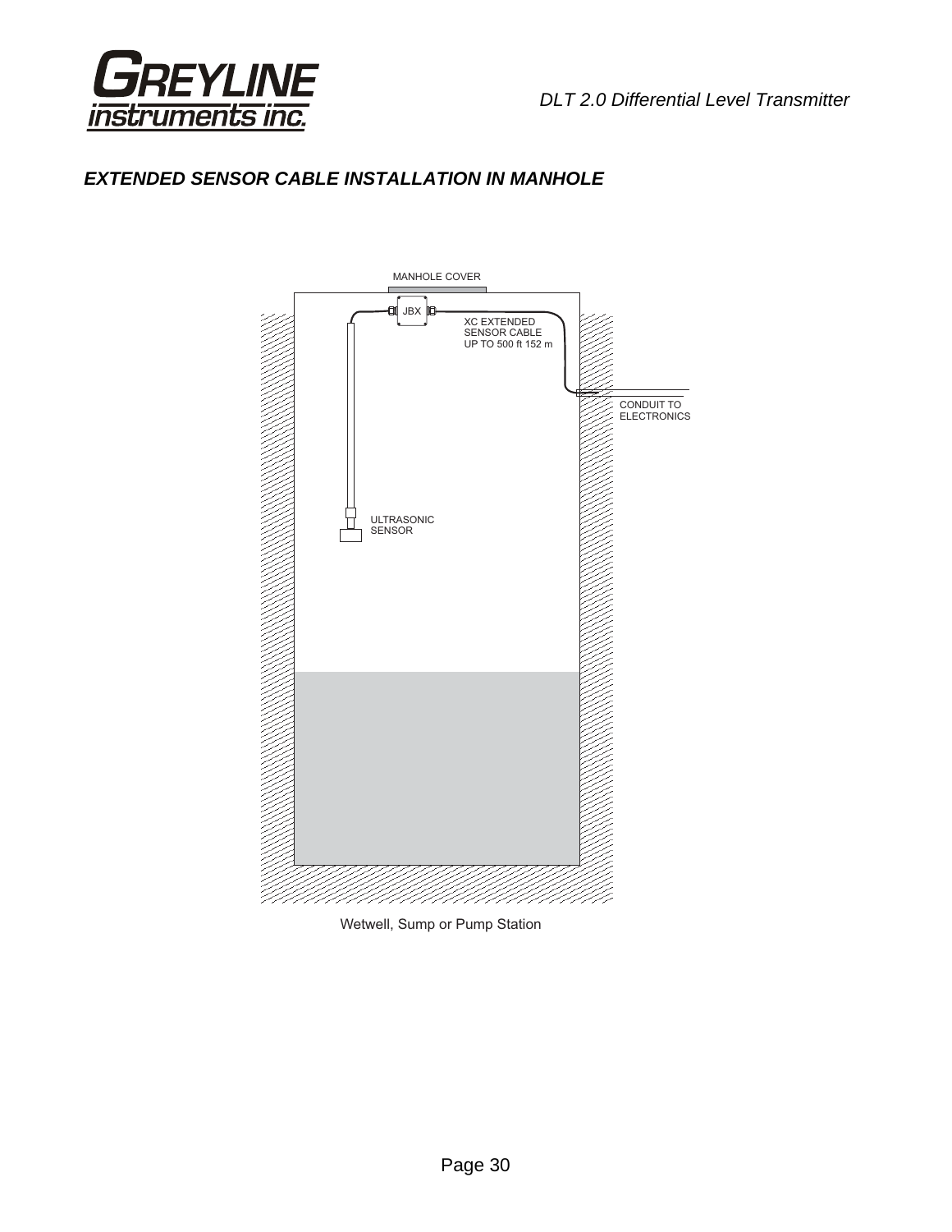## *EXTENDED SENSOR CABLE INSTALLATION IN MANHOLE*

MANHOLE COVER

JBX

XC EXTENDED SENSOR CABLE UP TO 500 ft 152 m

CONDUIT TO ELECTRONICS

ULTRASONIC SENSOR

Wetwell, Sump or Pump Station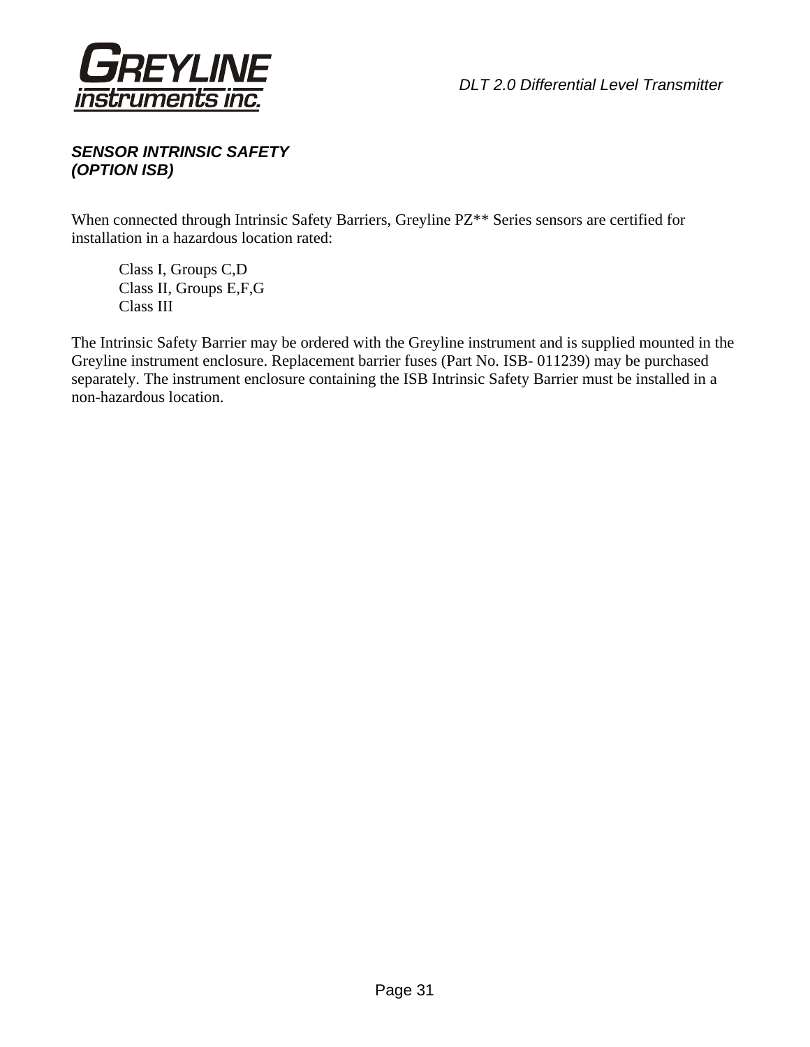***SENSOR INTRINSIC SAFETY (OPTION ISB)***

When connected through Intrinsic Safety Barriers, Greyline PZ** Series sensors are certified for installation in a hazardous location rated:

Class I, Groups C,D
Class II, Groups E,F,G
Class III

The Intrinsic Safety Barrier may be ordered with the Greyline instrument and is supplied mounted in the Greyline instrument enclosure. Replacement barrier fuses (Part No. ISB- 011239) may be purchased separately. The instrument enclosure containing the ISB Intrinsic Safety Barrier must be installed in a non-hazardous location.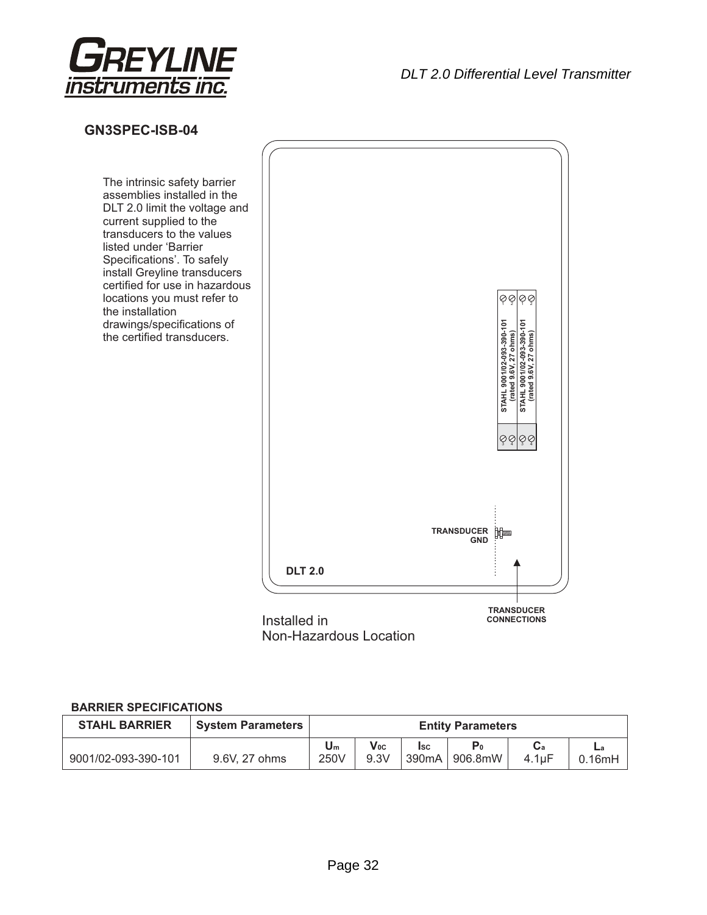## GN3SPEC-ISB-04

The intrinsic safety barrier assemblies installed in the DLT 2.0 limit the voltage and current supplied to the transducers to the values listed under 'Barrier Specifications'. To safely install Greyline transducers certified for use in hazardous locations you must refer to the installation drawings/specifications of the certified transducers.

STAHL 9001/02-093-390-101 (rated 9.6V, 27 ohms)

STAHL 9001/02-093-390-101 (rated 9.6V, 27 ohms)

TRANSDUCER GND

DLT 2.0

TRANSDUCER CONNECTIONS

Installed in Non-Hazardous Location

**BARRIER SPECIFICATIONS**

| STAHL BARRIER | System Parameters | Entity Parameters | | | | | |
|---|---|---|---|---|---|---|---|
| | | $U_m$ | $V_{0C}$ | $I_{SC}$ | $P_0$ | $C_a$ | $L_a$ |
| 9001/02-093-390-101 | 9.6V, 27 ohms | 250V | 9.3V | 390mA | 906.8mW | 4.1µF | 0.16mH |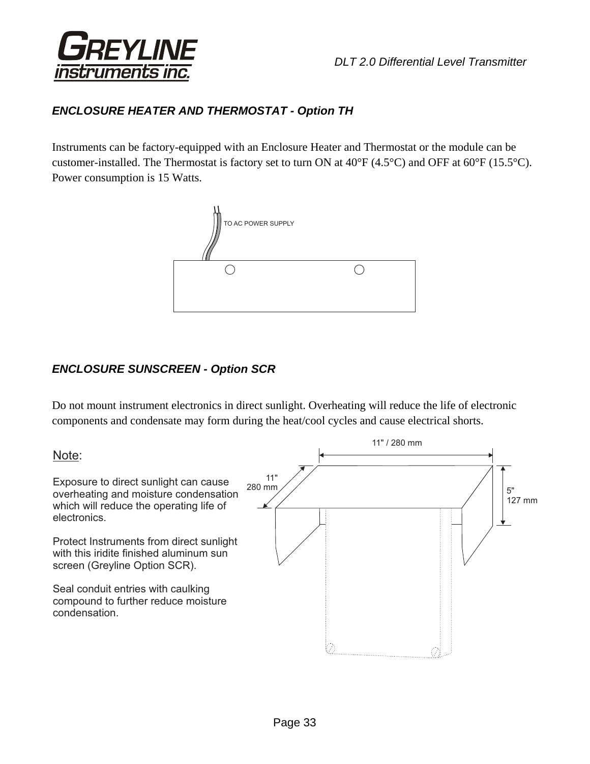## ENCLOSURE HEATER AND THERMOSTAT - Option TH

Instruments can be factory-equipped with an Enclosure Heater and Thermostat or the module can be customer-installed. The Thermostat is factory set to turn ON at 40°F (4.5°C) and OFF at 60°F (15.5°C). Power consumption is 15 Watts.

TO AC POWER SUPPLY

## ENCLOSURE SUNSCREEN - Option SCR

Do not mount instrument electronics in direct sunlight. Overheating will reduce the life of electronic components and condensate may form during the heat/cool cycles and cause electrical shorts.

Note:

Exposure to direct sunlight can cause overheating and moisture condensation which will reduce the operating life of electronics.

Protect Instruments from direct sunlight with this iridite finished aluminum sun screen (Greyline Option SCR).

Seal conduit entries with caulking compound to further reduce moisture condensation.

11" / 280 mm

11" 280 mm

5" 127 mm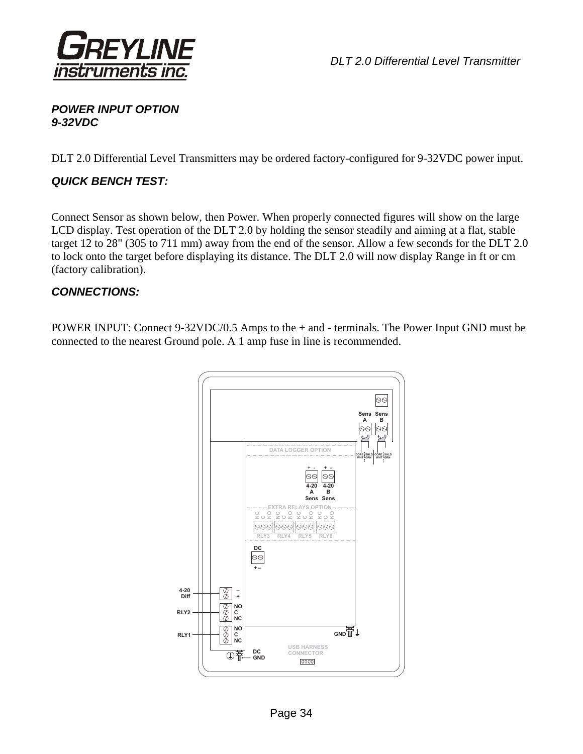## POWER INPUT OPTION
## 9-32VDC

DLT 2.0 Differential Level Transmitters may be ordered factory-configured for 9-32VDC power input.

### QUICK BENCH TEST:

Connect Sensor as shown below, then Power. When properly connected figures will show on the large LCD display. Test operation of the DLT 2.0 by holding the sensor steadily and aiming at a flat, stable target 12 to 28" (305 to 711 mm) away from the end of the sensor. Allow a few seconds for the DLT 2.0 to lock onto the target before displaying its distance. The DLT 2.0 will now display Range in ft or cm (factory calibration).

### CONNECTIONS:

POWER INPUT: Connect 9-32VDC/0.5 Amps to the + and - terminals. The Power Input GND must be connected to the nearest Ground pole. A 1 amp fuse in line is recommended.

Sens A  Sens B

CORE WHT  SHLD GRN  CORE WHT  SHLD GRN

DATA LOGGER OPTION

\+ -  \+ -

4-20 A Sens  4-20 B Sens

EXTRA RELAYS OPTION

NC C NO  NC C NO  NC C NO  NC C NO

RLY3  RLY4  RLY5  RLY6

DC

\+ –

4-20 Diff  – +

RLY2  NO C NC

RLY1  NO C NC

GND

DC GND

USB HARNESS CONNECTOR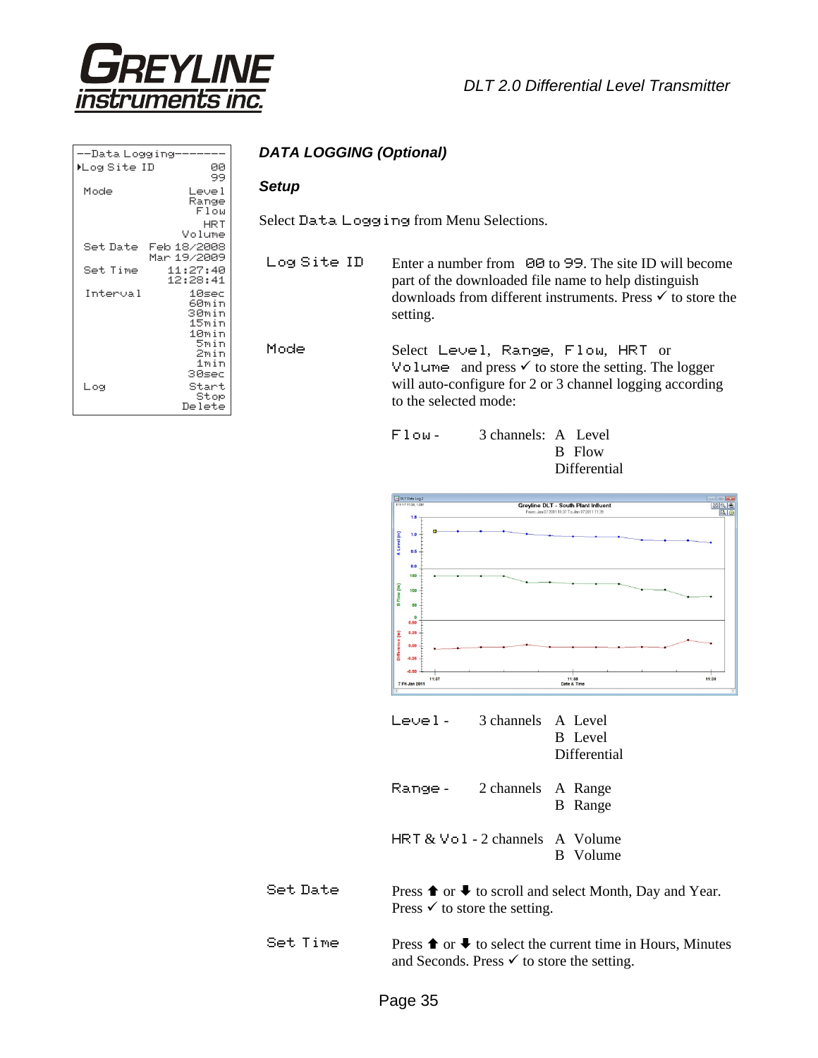| --Data Logging-------- | |
|---|---|
| ▸Log Site ID | 00<br>99 |
| Mode | Level<br>Range<br>Flow<br>HRT<br>Volume |
| Set Date | Feb 18/2008<br>Mar 19/2009 |
| Set Time | 11:27:40<br>12:28:41 |
| Interval | 10sec<br>60min<br>30min<br>15min<br>10min<br>5min<br>2min<br>1min<br>30sec |
| Log | Start<br>Stop<br>Delete |

## *DATA LOGGING (Optional)*

### *Setup*

Select Data Logging from Menu Selections.

**Log Site ID** — Enter a number from 00 to 99. The site ID will become part of the downloaded file name to help distinguish downloads from different instruments. Press ✓ to store the setting.

**Mode** — Select Level, Range, Flow, HRT or Volume and press ✓ to store the setting. The logger will auto-configure for 2 or 3 channel logging according to the selected mode:

| Mode | Channels | |
|---|---|---|
| Flow - | 3 channels: | A Level<br>B Flow<br>Differential |
| Level - | 3 channels | A Level<br>B Level<br>Differential |
| Range - | 2 channels | A Range<br>B Range |
| HRT & Vol - | 2 channels | A Volume<br>B Volume |

**Set Date** — Press ⬆ or ⬇ to scroll and select Month, Day and Year. Press ✓ to store the setting.

**Set Time** — Press ⬆ or ⬇ to select the current time in Hours, Minutes and Seconds. Press ✓ to store the setting.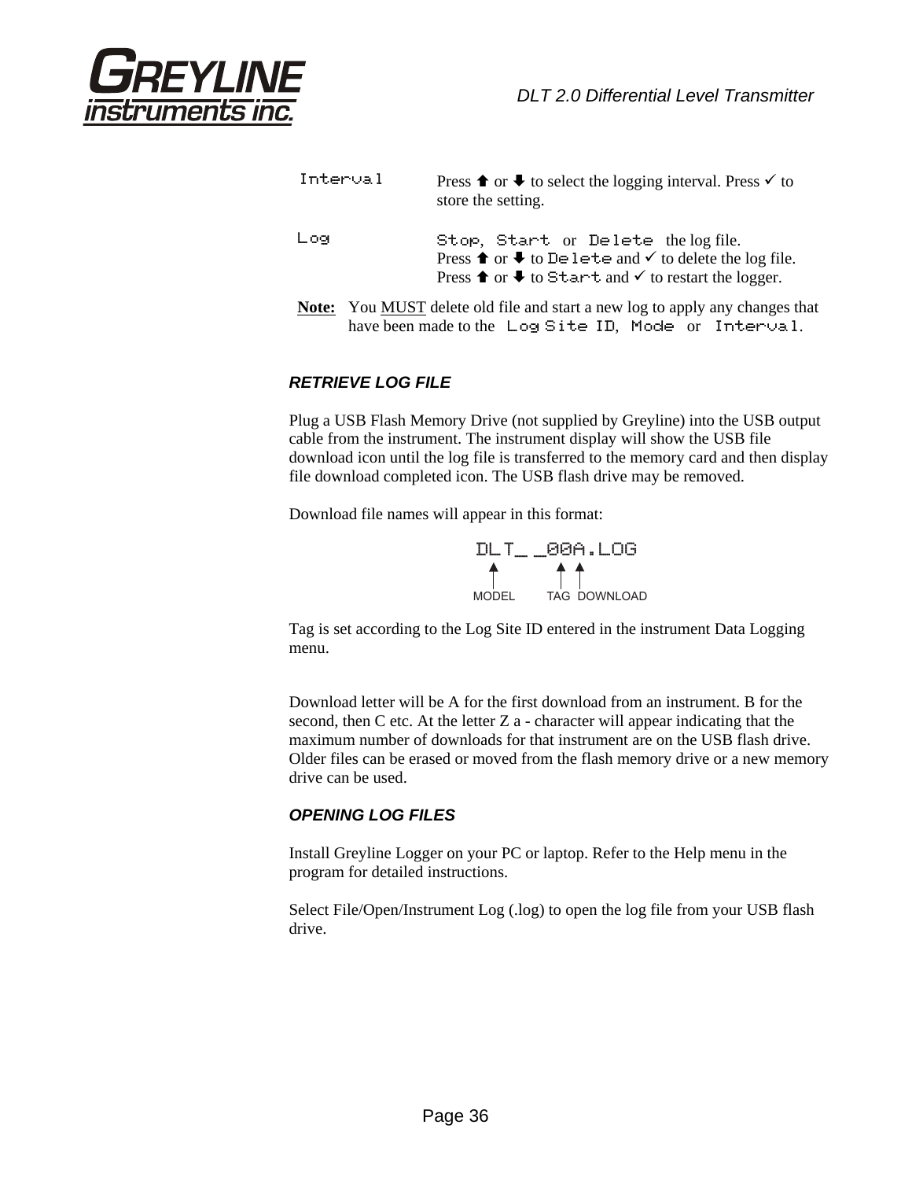| | |
|---|---|
| Interval | Press ⬆ or ⬇ to select the logging interval. Press ✓ to store the setting. |
| Log | Stop, Start or Delete the log file. Press ⬆ or ⬇ to Delete and ✓ to delete the log file. Press ⬆ or ⬇ to Start and ✓ to restart the logger. |

**Note:** You <u>MUST</u> delete old file and start a new log to apply any changes that have been made to the Log Site ID, Mode or Interval.

### *RETRIEVE LOG FILE*

Plug a USB Flash Memory Drive (not supplied by Greyline) into the USB output cable from the instrument. The instrument display will show the USB file download icon until the log file is transferred to the memory card and then display file download completed icon. The USB flash drive may be removed.

Download file names will appear in this format:

```
DLT_ _00A.LOG
 ↑       ↑ ↑
MODEL   TAG DOWNLOAD
```

Tag is set according to the Log Site ID entered in the instrument Data Logging menu.

Download letter will be A for the first download from an instrument. B for the second, then C etc. At the letter Z a - character will appear indicating that the maximum number of downloads for that instrument are on the USB flash drive. Older files can be erased or moved from the flash memory drive or a new memory drive can be used.

### *OPENING LOG FILES*

Install Greyline Logger on your PC or laptop. Refer to the Help menu in the program for detailed instructions.

Select File/Open/Instrument Log (.log) to open the log file from your USB flash drive.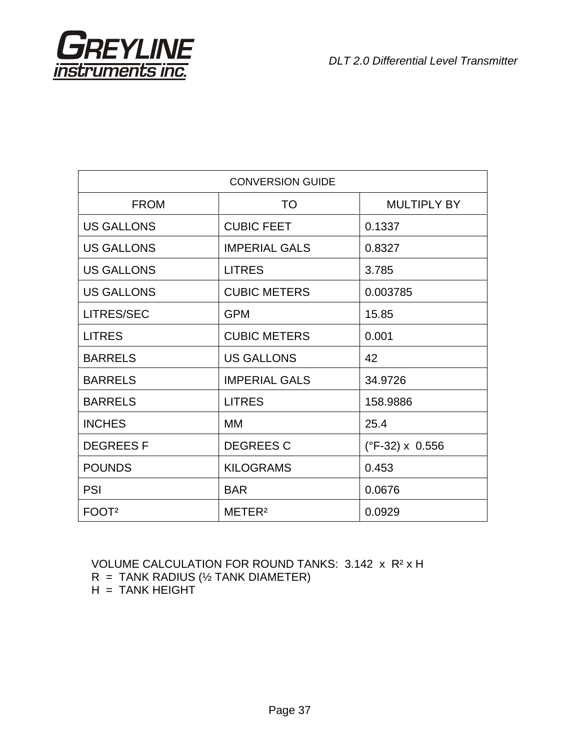| CONVERSION GUIDE | | |
|---|---|---|
| FROM | TO | MULTIPLY BY |
| US GALLONS | CUBIC FEET | 0.1337 |
| US GALLONS | IMPERIAL GALS | 0.8327 |
| US GALLONS | LITRES | 3.785 |
| US GALLONS | CUBIC METERS | 0.003785 |
| LITRES/SEC | GPM | 15.85 |
| LITRES | CUBIC METERS | 0.001 |
| BARRELS | US GALLONS | 42 |
| BARRELS | IMPERIAL GALS | 34.9726 |
| BARRELS | LITRES | 158.9886 |
| INCHES | MM | 25.4 |
| DEGREES F | DEGREES C | (°F-32) x 0.556 |
| POUNDS | KILOGRAMS | 0.453 |
| PSI | BAR | 0.0676 |
| $FOOT^2$ | $METER^2$ | 0.0929 |

VOLUME CALCULATION FOR ROUND TANKS: $3.142 \times R^2 \times H$

R = TANK RADIUS (½ TANK DIAMETER)

H = TANK HEIGHT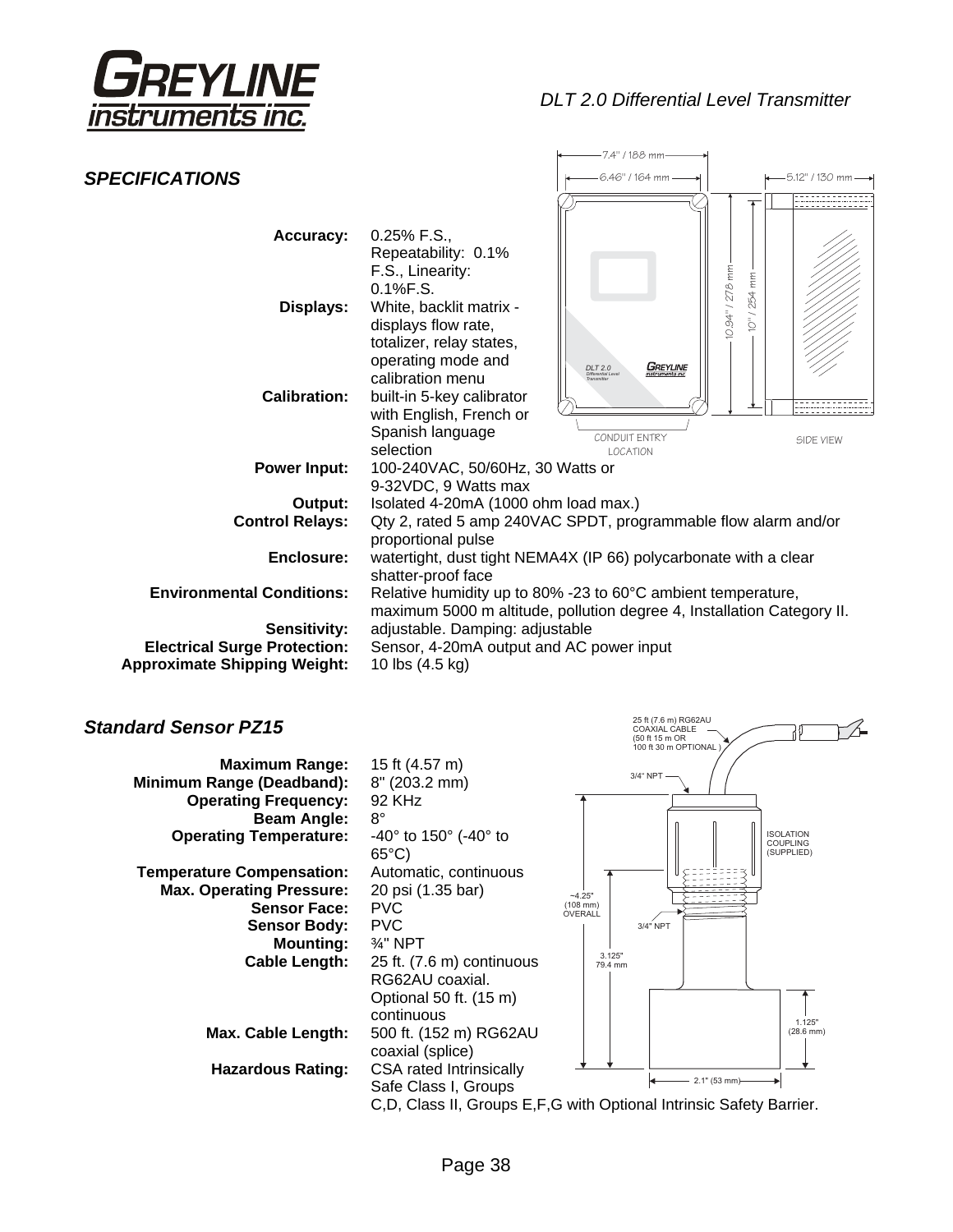## SPECIFICATIONS

**Accuracy:** 0.25% F.S., Repeatability: 0.1% F.S., Linearity: 0.1%F.S.
**Displays:** White, backlit matrix - displays flow rate, totalizer, relay states, operating mode and calibration menu
**Calibration:** built-in 5-key calibrator with English, French or Spanish language selection
**Power Input:** 100-240VAC, 50/60Hz, 30 Watts or 9-32VDC, 9 Watts max
**Output:** Isolated 4-20mA (1000 ohm load max.)
**Control Relays:** Qty 2, rated 5 amp 240VAC SPDT, programmable flow alarm and/or proportional pulse
**Enclosure:** watertight, dust tight NEMA4X (IP 66) polycarbonate with a clear shatter-proof face
**Environmental Conditions:** Relative humidity up to 80% -23 to 60°C ambient temperature, maximum 5000 m altitude, pollution degree 4, Installation Category II.
**Sensitivity:** adjustable. Damping: adjustable
**Electrical Surge Protection:** Sensor, 4-20mA output and AC power input
**Approximate Shipping Weight:** 10 lbs (4.5 kg)

## Standard Sensor PZ15

**Maximum Range:** 15 ft (4.57 m)
**Minimum Range (Deadband):** 8" (203.2 mm)
**Operating Frequency:** 92 KHz
**Beam Angle:** 8°
**Operating Temperature:** -40° to 150° (-40° to 65°C)
**Temperature Compensation:** Automatic, continuous
**Max. Operating Pressure:** 20 psi (1.35 bar)
**Sensor Face:** PVC
**Sensor Body:** PVC
**Mounting:** ¾" NPT
**Cable Length:** 25 ft. (7.6 m) continuous RG62AU coaxial. Optional 50 ft. (15 m) continuous
**Max. Cable Length:** 500 ft. (152 m) RG62AU coaxial (splice)
**Hazardous Rating:** CSA rated Intrinsically Safe Class I, Groups C,D, Class II, Groups E,F,G with Optional Intrinsic Safety Barrier.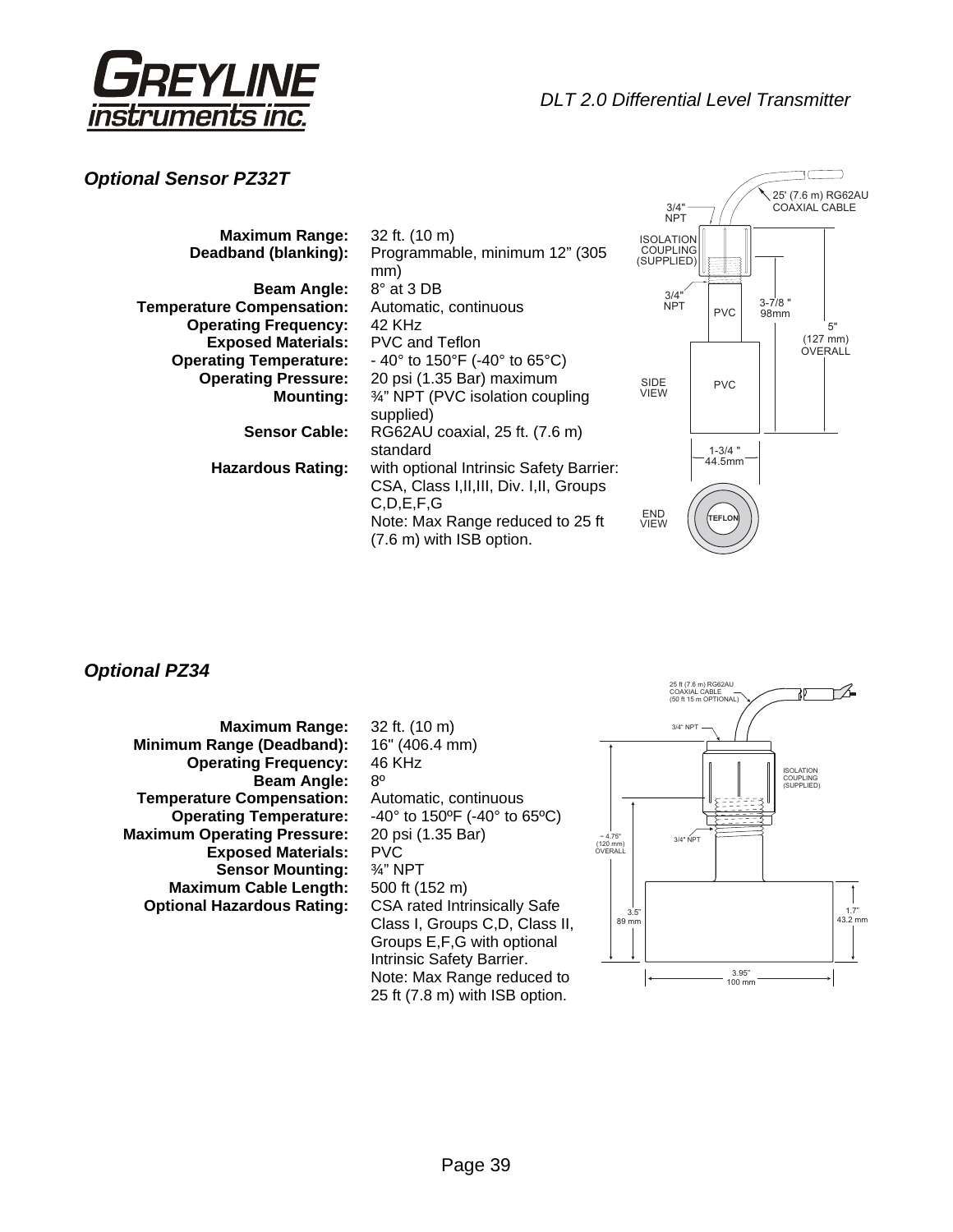### *Optional Sensor PZ32T*

| | |
|---|---|
| **Maximum Range:** | 32 ft. (10 m) |
| **Deadband (blanking):** | Programmable, minimum 12" (305 mm) |
| **Beam Angle:** | 8° at 3 DB |
| **Temperature Compensation:** | Automatic, continuous |
| **Operating Frequency:** | 42 KHz |
| **Exposed Materials:** | PVC and Teflon |
| **Operating Temperature:** | - 40° to 150°F (-40° to 65°C) |
| **Operating Pressure:** | 20 psi (1.35 Bar) maximum |
| **Mounting:** | ¾" NPT (PVC isolation coupling supplied) |
| **Sensor Cable:** | RG62AU coaxial, 25 ft. (7.6 m) standard |
| **Hazardous Rating:** | with optional Intrinsic Safety Barrier: CSA, Class I,II,III, Div. I,II, Groups C,D,E,F,G<br>Note: Max Range reduced to 25 ft (7.6 m) with ISB option. |

25' (7.6 m) RG62AU COAXIAL CABLE
3/4" NPT
ISOLATION COUPLING (SUPPLIED)
3/4" NPT
PVC
3-7/8 " 98mm
5" (127 mm) OVERALL
SIDE VIEW
PVC
1-3/4 " 44.5mm
END VIEW
TEFLON

### *Optional PZ34*

| | |
|---|---|
| **Maximum Range:** | 32 ft. (10 m) |
| **Minimum Range (Deadband):** | 16" (406.4 mm) |
| **Operating Frequency:** | 46 KHz |
| **Beam Angle:** | 8º |
| **Temperature Compensation:** | Automatic, continuous |
| **Operating Temperature:** | -40° to 150ºF (-40° to 65ºC) |
| **Maximum Operating Pressure:** | 20 psi (1.35 Bar) |
| **Exposed Materials:** | PVC |
| **Sensor Mounting:** | ¾" NPT |
| **Maximum Cable Length:** | 500 ft (152 m) |
| **Optional Hazardous Rating:** | CSA rated Intrinsically Safe Class I, Groups C,D, Class II, Groups E,F,G with optional Intrinsic Safety Barrier.<br>Note: Max Range reduced to 25 ft (7.8 m) with ISB option. |

25 ft (7.6 m) RG62AU COAXIAL CABLE (50 ft 15 m OPTIONAL)
3/4" NPT
ISOLATION COUPLING (SUPPLIED)
~ 4.75" (120 mm) OVERALL
3/4" NPT
3.5" 89 mm
1.7" 43.2 mm
3.95" 100 mm